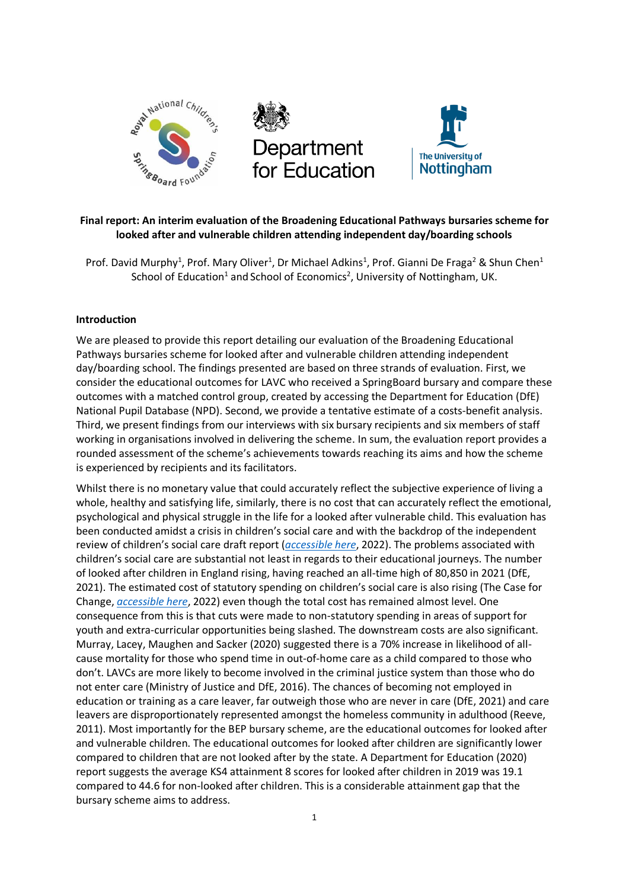**Final report: An interim evaluation of the Broadening Educational Pathways bursaries scheme for looked after and vulnerable children attending independent day/boarding schools**

Prof. David Murphy[1], Prof. Mary Oliver[1], Dr Michael Adkins[1], Prof. Gianni De Fraga[2] & Shun Chen[1]
School of Education[1] and School of Economics[2], University of Nottingham, UK.

## Introduction

We are pleased to provide this report detailing our evaluation of the Broadening Educational Pathways bursaries scheme for looked after and vulnerable children attending independent day/boarding school. The findings presented are based on three strands of evaluation. First, we consider the educational outcomes for LAVC who received a SpringBoard bursary and compare these outcomes with a matched control group, created by accessing the Department for Education (DfE) National Pupil Database (NPD). Second, we provide a tentative estimate of a costs-benefit analysis. Third, we present findings from our interviews with six bursary recipients and six members of staff working in organisations involved in delivering the scheme. In sum, the evaluation report provides a rounded assessment of the scheme's achievements towards reaching its aims and how the scheme is experienced by recipients and its facilitators.

Whilst there is no monetary value that could accurately reflect the subjective experience of living a whole, healthy and satisfying life, similarly, there is no cost that can accurately reflect the emotional, psychological and physical struggle in the life for a looked after vulnerable child. This evaluation has been conducted amidst a crisis in children's social care and with the backdrop of the independent review of children's social care draft report (*accessible here*, 2022). The problems associated with children's social care are substantial not least in regards to their educational journeys. The number of looked after children in England rising, having reached an all-time high of 80,850 in 2021 (DfE, 2021). The estimated cost of statutory spending on children's social care is also rising (The Case for Change, *accessible here*, 2022) even though the total cost has remained almost level. One consequence from this is that cuts were made to non-statutory spending in areas of support for youth and extra-curricular opportunities being slashed. The downstream costs are also significant. Murray, Lacey, Maughen and Sacker (2020) suggested there is a 70% increase in likelihood of all-cause mortality for those who spend time in out-of-home care as a child compared to those who don't. LAVCs are more likely to become involved in the criminal justice system than those who do not enter care (Ministry of Justice and DfE, 2016). The chances of becoming not employed in education or training as a care leaver, far outweigh those who are never in care (DfE, 2021) and care leavers are disproportionately represented amongst the homeless community in adulthood (Reeve, 2011). Most importantly for the BEP bursary scheme, are the educational outcomes for looked after and vulnerable children. The educational outcomes for looked after children are significantly lower compared to children that are not looked after by the state. A Department for Education (2020) report suggests the average KS4 attainment 8 scores for looked after children in 2019 was 19.1 compared to 44.6 for non-looked after children. This is a considerable attainment gap that the bursary scheme aims to address.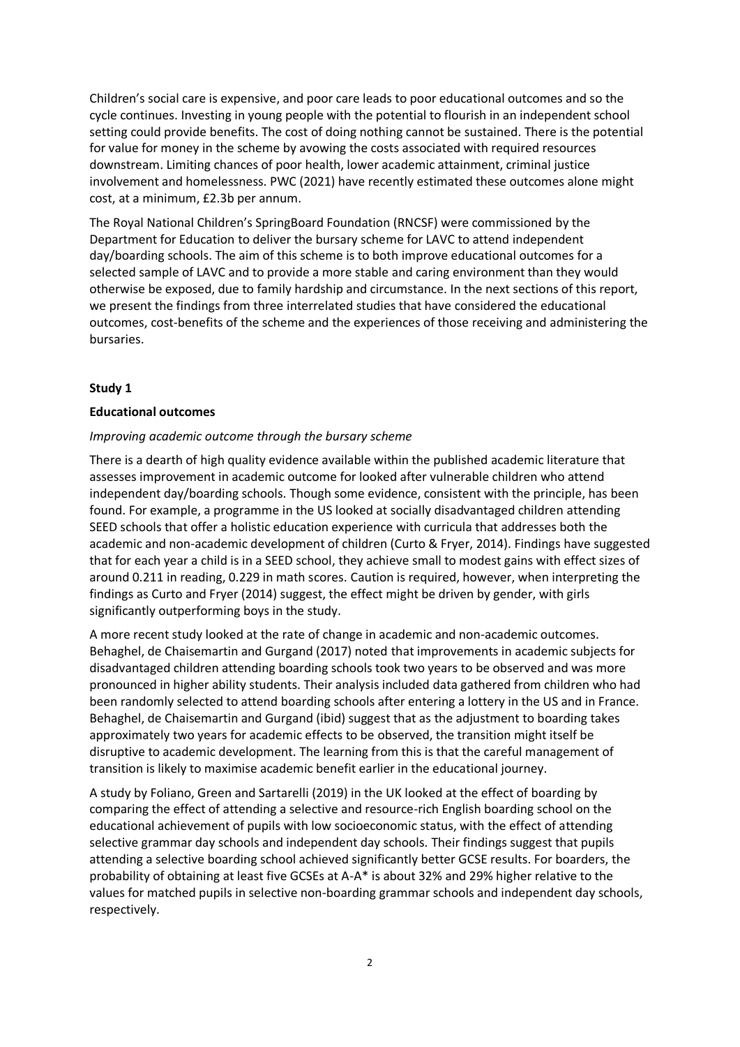Children's social care is expensive, and poor care leads to poor educational outcomes and so the cycle continues. Investing in young people with the potential to flourish in an independent school setting could provide benefits. The cost of doing nothing cannot be sustained. There is the potential for value for money in the scheme by avowing the costs associated with required resources downstream. Limiting chances of poor health, lower academic attainment, criminal justice involvement and homelessness. PWC (2021) have recently estimated these outcomes alone might cost, at a minimum, £2.3b per annum.

The Royal National Children's SpringBoard Foundation (RNCSF) were commissioned by the Department for Education to deliver the bursary scheme for LAVC to attend independent day/boarding schools. The aim of this scheme is to both improve educational outcomes for a selected sample of LAVC and to provide a more stable and caring environment than they would otherwise be exposed, due to family hardship and circumstance. In the next sections of this report, we present the findings from three interrelated studies that have considered the educational outcomes, cost-benefits of the scheme and the experiences of those receiving and administering the bursaries.

## Study 1

### Educational outcomes

*Improving academic outcome through the bursary scheme*

There is a dearth of high quality evidence available within the published academic literature that assesses improvement in academic outcome for looked after vulnerable children who attend independent day/boarding schools. Though some evidence, consistent with the principle, has been found. For example, a programme in the US looked at socially disadvantaged children attending SEED schools that offer a holistic education experience with curricula that addresses both the academic and non-academic development of children (Curto & Fryer, 2014). Findings have suggested that for each year a child is in a SEED school, they achieve small to modest gains with effect sizes of around 0.211 in reading, 0.229 in math scores. Caution is required, however, when interpreting the findings as Curto and Fryer (2014) suggest, the effect might be driven by gender, with girls significantly outperforming boys in the study.

A more recent study looked at the rate of change in academic and non-academic outcomes. Behaghel, de Chaisemartin and Gurgand (2017) noted that improvements in academic subjects for disadvantaged children attending boarding schools took two years to be observed and was more pronounced in higher ability students. Their analysis included data gathered from children who had been randomly selected to attend boarding schools after entering a lottery in the US and in France. Behaghel, de Chaisemartin and Gurgand (ibid) suggest that as the adjustment to boarding takes approximately two years for academic effects to be observed, the transition might itself be disruptive to academic development. The learning from this is that the careful management of transition is likely to maximise academic benefit earlier in the educational journey.

A study by Foliano, Green and Sartarelli (2019) in the UK looked at the effect of boarding by comparing the effect of attending a selective and resource-rich English boarding school on the educational achievement of pupils with low socioeconomic status, with the effect of attending selective grammar day schools and independent day schools. Their findings suggest that pupils attending a selective boarding school achieved significantly better GCSE results. For boarders, the probability of obtaining at least five GCSEs at A-A* is about 32% and 29% higher relative to the values for matched pupils in selective non-boarding grammar schools and independent day schools, respectively.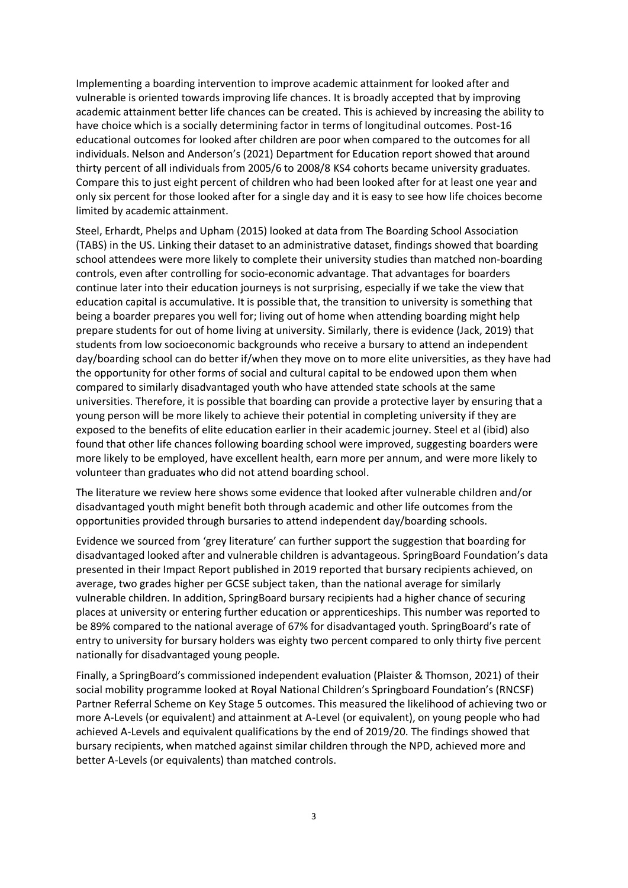Implementing a boarding intervention to improve academic attainment for looked after and vulnerable is oriented towards improving life chances. It is broadly accepted that by improving academic attainment better life chances can be created. This is achieved by increasing the ability to have choice which is a socially determining factor in terms of longitudinal outcomes. Post-16 educational outcomes for looked after children are poor when compared to the outcomes for all individuals. Nelson and Anderson's (2021) Department for Education report showed that around thirty percent of all individuals from 2005/6 to 2008/8 KS4 cohorts became university graduates. Compare this to just eight percent of children who had been looked after for at least one year and only six percent for those looked after for a single day and it is easy to see how life choices become limited by academic attainment.

Steel, Erhardt, Phelps and Upham (2015) looked at data from The Boarding School Association (TABS) in the US. Linking their dataset to an administrative dataset, findings showed that boarding school attendees were more likely to complete their university studies than matched non-boarding controls, even after controlling for socio-economic advantage. That advantages for boarders continue later into their education journeys is not surprising, especially if we take the view that education capital is accumulative. It is possible that, the transition to university is something that being a boarder prepares you well for; living out of home when attending boarding might help prepare students for out of home living at university. Similarly, there is evidence (Jack, 2019) that students from low socioeconomic backgrounds who receive a bursary to attend an independent day/boarding school can do better if/when they move on to more elite universities, as they have had the opportunity for other forms of social and cultural capital to be endowed upon them when compared to similarly disadvantaged youth who have attended state schools at the same universities. Therefore, it is possible that boarding can provide a protective layer by ensuring that a young person will be more likely to achieve their potential in completing university if they are exposed to the benefits of elite education earlier in their academic journey. Steel et al (ibid) also found that other life chances following boarding school were improved, suggesting boarders were more likely to be employed, have excellent health, earn more per annum, and were more likely to volunteer than graduates who did not attend boarding school.

The literature we review here shows some evidence that looked after vulnerable children and/or disadvantaged youth might benefit both through academic and other life outcomes from the opportunities provided through bursaries to attend independent day/boarding schools.

Evidence we sourced from 'grey literature' can further support the suggestion that boarding for disadvantaged looked after and vulnerable children is advantageous. SpringBoard Foundation's data presented in their Impact Report published in 2019 reported that bursary recipients achieved, on average, two grades higher per GCSE subject taken, than the national average for similarly vulnerable children. In addition, SpringBoard bursary recipients had a higher chance of securing places at university or entering further education or apprenticeships. This number was reported to be 89% compared to the national average of 67% for disadvantaged youth. SpringBoard's rate of entry to university for bursary holders was eighty two percent compared to only thirty five percent nationally for disadvantaged young people.

Finally, a SpringBoard's commissioned independent evaluation (Plaister & Thomson, 2021) of their social mobility programme looked at Royal National Children's Springboard Foundation's (RNCSF) Partner Referral Scheme on Key Stage 5 outcomes. This measured the likelihood of achieving two or more A-Levels (or equivalent) and attainment at A-Level (or equivalent), on young people who had achieved A-Levels and equivalent qualifications by the end of 2019/20. The findings showed that bursary recipients, when matched against similar children through the NPD, achieved more and better A-Levels (or equivalents) than matched controls.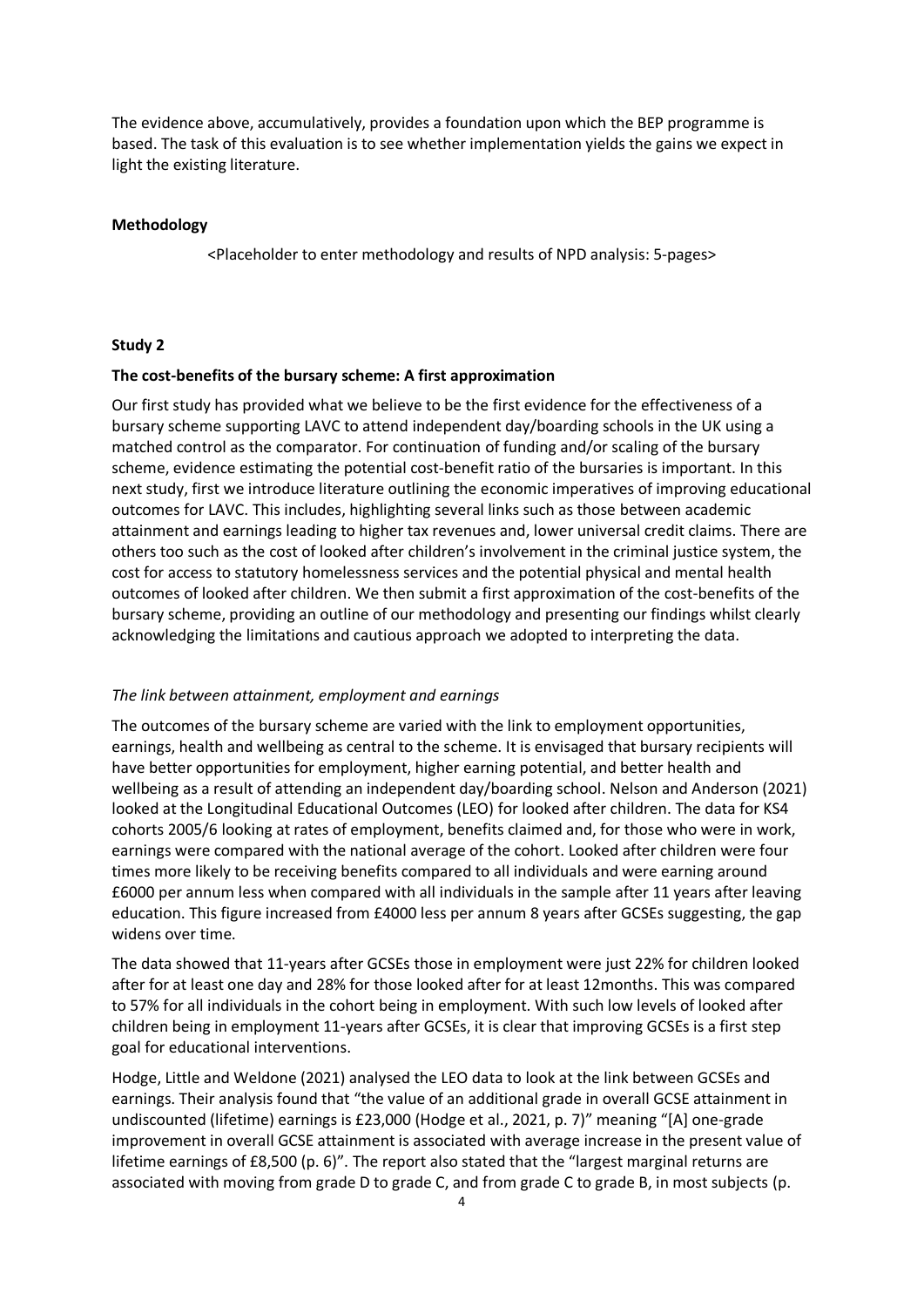The evidence above, accumulatively, provides a foundation upon which the BEP programme is based. The task of this evaluation is to see whether implementation yields the gains we expect in light the existing literature.

**Methodology**

<Placeholder to enter methodology and results of NPD analysis: 5-pages>

**Study 2**

**The cost-benefits of the bursary scheme: A first approximation**

Our first study has provided what we believe to be the first evidence for the effectiveness of a bursary scheme supporting LAVC to attend independent day/boarding schools in the UK using a matched control as the comparator. For continuation of funding and/or scaling of the bursary scheme, evidence estimating the potential cost-benefit ratio of the bursaries is important. In this next study, first we introduce literature outlining the economic imperatives of improving educational outcomes for LAVC. This includes, highlighting several links such as those between academic attainment and earnings leading to higher tax revenues and, lower universal credit claims. There are others too such as the cost of looked after children's involvement in the criminal justice system, the cost for access to statutory homelessness services and the potential physical and mental health outcomes of looked after children. We then submit a first approximation of the cost-benefits of the bursary scheme, providing an outline of our methodology and presenting our findings whilst clearly acknowledging the limitations and cautious approach we adopted to interpreting the data.

*The link between attainment, employment and earnings*

The outcomes of the bursary scheme are varied with the link to employment opportunities, earnings, health and wellbeing as central to the scheme. It is envisaged that bursary recipients will have better opportunities for employment, higher earning potential, and better health and wellbeing as a result of attending an independent day/boarding school. Nelson and Anderson (2021) looked at the Longitudinal Educational Outcomes (LEO) for looked after children. The data for KS4 cohorts 2005/6 looking at rates of employment, benefits claimed and, for those who were in work, earnings were compared with the national average of the cohort. Looked after children were four times more likely to be receiving benefits compared to all individuals and were earning around £6000 per annum less when compared with all individuals in the sample after 11 years after leaving education. This figure increased from £4000 less per annum 8 years after GCSEs suggesting, the gap widens over time.

The data showed that 11-years after GCSEs those in employment were just 22% for children looked after for at least one day and 28% for those looked after for at least 12months. This was compared to 57% for all individuals in the cohort being in employment. With such low levels of looked after children being in employment 11-years after GCSEs, it is clear that improving GCSEs is a first step goal for educational interventions.

Hodge, Little and Weldone (2021) analysed the LEO data to look at the link between GCSEs and earnings. Their analysis found that "the value of an additional grade in overall GCSE attainment in undiscounted (lifetime) earnings is £23,000 (Hodge et al., 2021, p. 7)" meaning "[A] one-grade improvement in overall GCSE attainment is associated with average increase in the present value of lifetime earnings of £8,500 (p. 6)". The report also stated that the "largest marginal returns are associated with moving from grade D to grade C, and from grade C to grade B, in most subjects (p.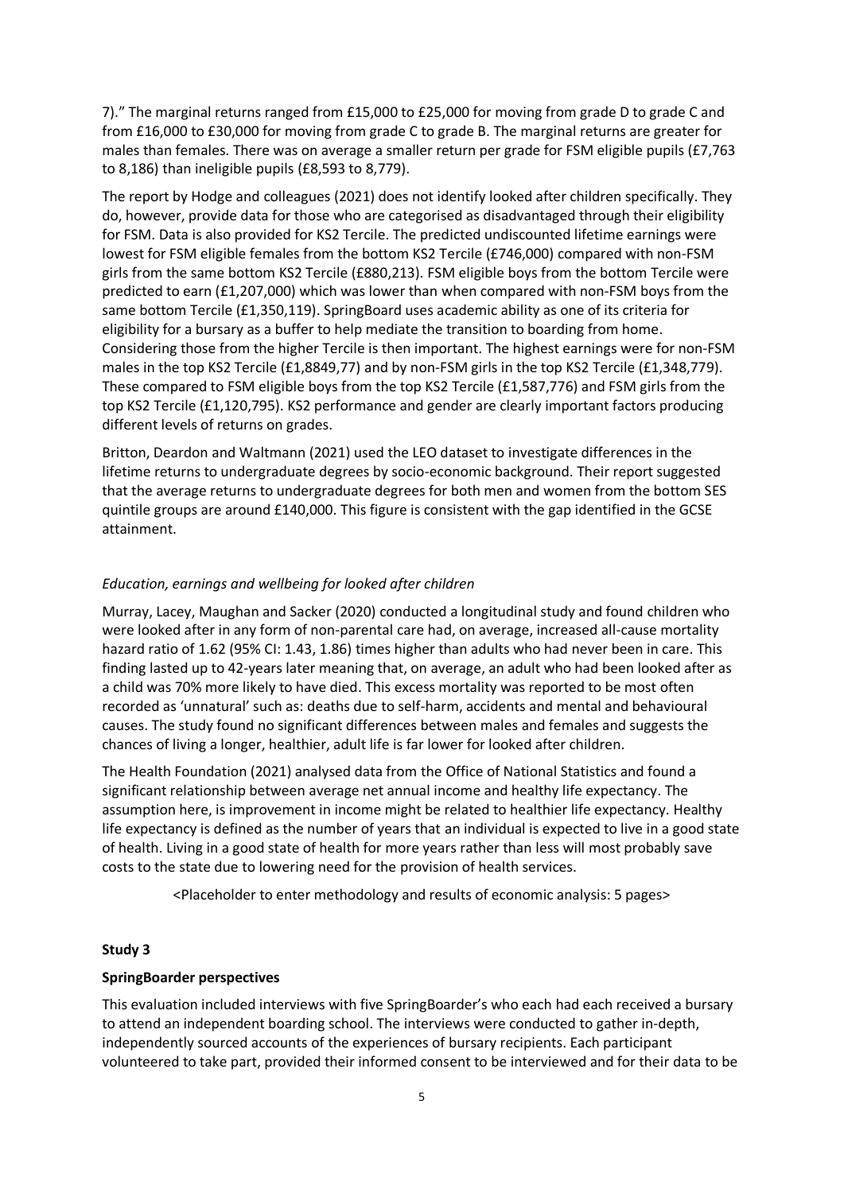7)." The marginal returns ranged from £15,000 to £25,000 for moving from grade D to grade C and from £16,000 to £30,000 for moving from grade C to grade B. The marginal returns are greater for males than females. There was on average a smaller return per grade for FSM eligible pupils (£7,763 to 8,186) than ineligible pupils (£8,593 to 8,779).

The report by Hodge and colleagues (2021) does not identify looked after children specifically. They do, however, provide data for those who are categorised as disadvantaged through their eligibility for FSM. Data is also provided for KS2 Tercile. The predicted undiscounted lifetime earnings were lowest for FSM eligible females from the bottom KS2 Tercile (£746,000) compared with non-FSM girls from the same bottom KS2 Tercile (£880,213). FSM eligible boys from the bottom Tercile were predicted to earn (£1,207,000) which was lower than when compared with non-FSM boys from the same bottom Tercile (£1,350,119). SpringBoard uses academic ability as one of its criteria for eligibility for a bursary as a buffer to help mediate the transition to boarding from home. Considering those from the higher Tercile is then important. The highest earnings were for non-FSM males in the top KS2 Tercile (£1,8849,77) and by non-FSM girls in the top KS2 Tercile (£1,348,779). These compared to FSM eligible boys from the top KS2 Tercile (£1,587,776) and FSM girls from the top KS2 Tercile (£1,120,795). KS2 performance and gender are clearly important factors producing different levels of returns on grades.

Britton, Deardon and Waltmann (2021) used the LEO dataset to investigate differences in the lifetime returns to undergraduate degrees by socio-economic background. Their report suggested that the average returns to undergraduate degrees for both men and women from the bottom SES quintile groups are around £140,000. This figure is consistent with the gap identified in the GCSE attainment.

*Education, earnings and wellbeing for looked after children*

Murray, Lacey, Maughan and Sacker (2020) conducted a longitudinal study and found children who were looked after in any form of non-parental care had, on average, increased all-cause mortality hazard ratio of 1.62 (95% CI: 1.43, 1.86) times higher than adults who had never been in care. This finding lasted up to 42-years later meaning that, on average, an adult who had been looked after as a child was 70% more likely to have died. This excess mortality was reported to be most often recorded as 'unnatural' such as: deaths due to self-harm, accidents and mental and behavioural causes. The study found no significant differences between males and females and suggests the chances of living a longer, healthier, adult life is far lower for looked after children.

The Health Foundation (2021) analysed data from the Office of National Statistics and found a significant relationship between average net annual income and healthy life expectancy. The assumption here, is improvement in income might be related to healthier life expectancy. Healthy life expectancy is defined as the number of years that an individual is expected to live in a good state of health. Living in a good state of health for more years rather than less will most probably save costs to the state due to lowering need for the provision of health services.

<Placeholder to enter methodology and results of economic analysis: 5 pages>

**Study 3**

**SpringBoarder perspectives**

This evaluation included interviews with five SpringBoarder's who each had each received a bursary to attend an independent boarding school. The interviews were conducted to gather in-depth, independently sourced accounts of the experiences of bursary recipients. Each participant volunteered to take part, provided their informed consent to be interviewed and for their data to be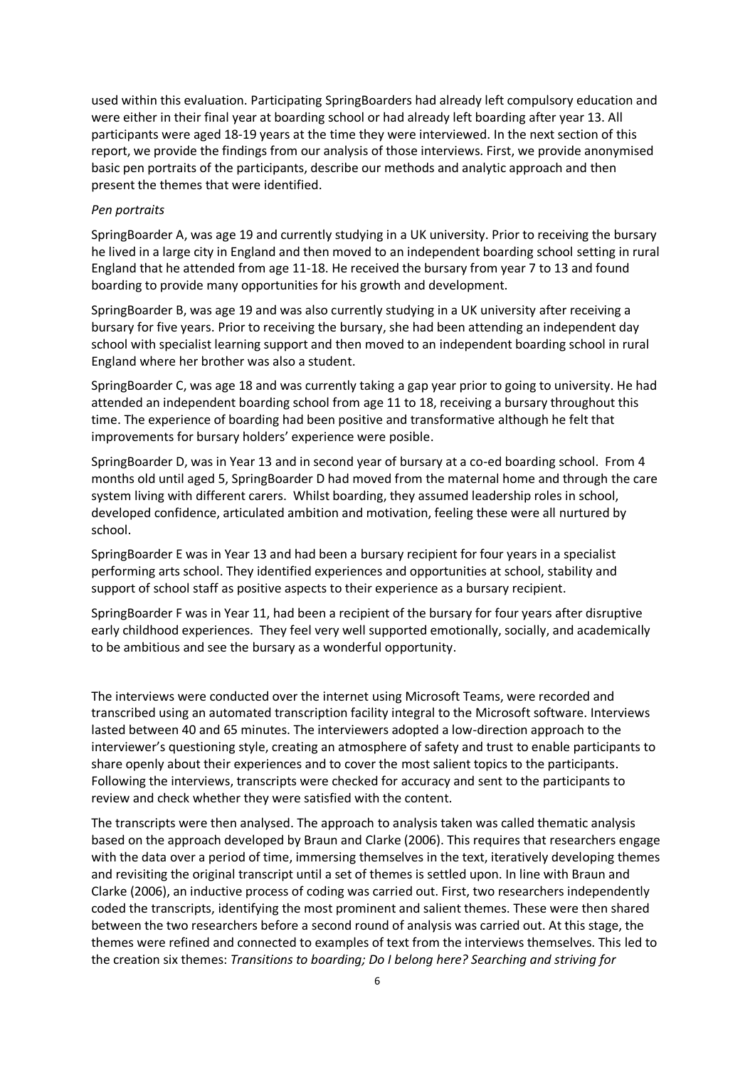used within this evaluation. Participating SpringBoarders had already left compulsory education and were either in their final year at boarding school or had already left boarding after year 13. All participants were aged 18-19 years at the time they were interviewed. In the next section of this report, we provide the findings from our analysis of those interviews. First, we provide anonymised basic pen portraits of the participants, describe our methods and analytic approach and then present the themes that were identified.

*Pen portraits*

SpringBoarder A, was age 19 and currently studying in a UK university. Prior to receiving the bursary he lived in a large city in England and then moved to an independent boarding school setting in rural England that he attended from age 11-18. He received the bursary from year 7 to 13 and found boarding to provide many opportunities for his growth and development.

SpringBoarder B, was age 19 and was also currently studying in a UK university after receiving a bursary for five years. Prior to receiving the bursary, she had been attending an independent day school with specialist learning support and then moved to an independent boarding school in rural England where her brother was also a student.

SpringBoarder C, was age 18 and was currently taking a gap year prior to going to university. He had attended an independent boarding school from age 11 to 18, receiving a bursary throughout this time. The experience of boarding had been positive and transformative although he felt that improvements for bursary holders' experience were posible.

SpringBoarder D, was in Year 13 and in second year of bursary at a co-ed boarding school. From 4 months old until aged 5, SpringBoarder D had moved from the maternal home and through the care system living with different carers. Whilst boarding, they assumed leadership roles in school, developed confidence, articulated ambition and motivation, feeling these were all nurtured by school.

SpringBoarder E was in Year 13 and had been a bursary recipient for four years in a specialist performing arts school. They identified experiences and opportunities at school, stability and support of school staff as positive aspects to their experience as a bursary recipient.

SpringBoarder F was in Year 11, had been a recipient of the bursary for four years after disruptive early childhood experiences. They feel very well supported emotionally, socially, and academically to be ambitious and see the bursary as a wonderful opportunity.

The interviews were conducted over the internet using Microsoft Teams, were recorded and transcribed using an automated transcription facility integral to the Microsoft software. Interviews lasted between 40 and 65 minutes. The interviewers adopted a low-direction approach to the interviewer's questioning style, creating an atmosphere of safety and trust to enable participants to share openly about their experiences and to cover the most salient topics to the participants. Following the interviews, transcripts were checked for accuracy and sent to the participants to review and check whether they were satisfied with the content.

The transcripts were then analysed. The approach to analysis taken was called thematic analysis based on the approach developed by Braun and Clarke (2006). This requires that researchers engage with the data over a period of time, immersing themselves in the text, iteratively developing themes and revisiting the original transcript until a set of themes is settled upon. In line with Braun and Clarke (2006), an inductive process of coding was carried out. First, two researchers independently coded the transcripts, identifying the most prominent and salient themes. These were then shared between the two researchers before a second round of analysis was carried out. At this stage, the themes were refined and connected to examples of text from the interviews themselves. This led to the creation six themes: *Transitions to boarding; Do I belong here? Searching and striving for*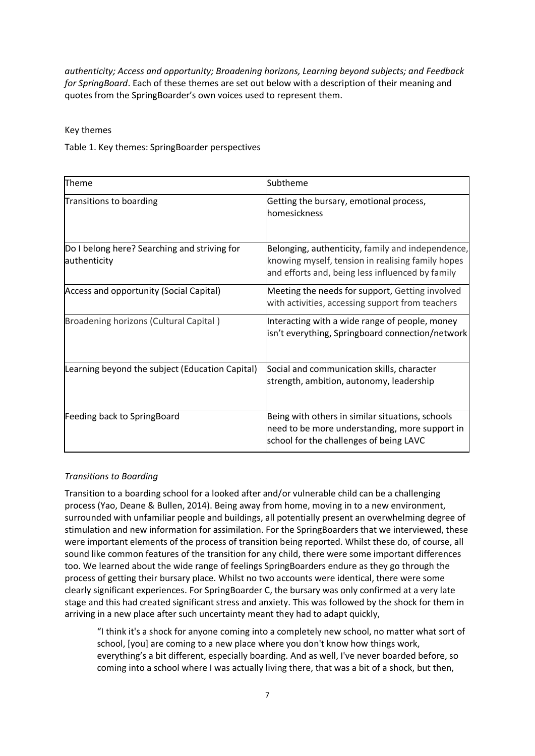*authenticity; Access and opportunity; Broadening horizons, Learning beyond subjects; and Feedback for SpringBoard*. Each of these themes are set out below with a description of their meaning and quotes from the SpringBoarder's own voices used to represent them.

Key themes

Table 1. Key themes: SpringBoarder perspectives

| Theme | Subtheme |
| --- | --- |
| Transitions to boarding | Getting the bursary, emotional process, homesickness |
| Do I belong here? Searching and striving for authenticity | Belonging, authenticity, family and independence, knowing myself, tension in realising family hopes and efforts and, being less influenced by family |
| Access and opportunity (Social Capital) | Meeting the needs for support, Getting involved with activities, accessing support from teachers |
| Broadening horizons (Cultural Capital ) | Interacting with a wide range of people, money isn't everything, Springboard connection/network |
| Learning beyond the subject (Education Capital) | Social and communication skills, character strength, ambition, autonomy, leadership |
| Feeding back to SpringBoard | Being with others in similar situations, schools need to be more understanding, more support in school for the challenges of being LAVC |

*Transitions to Boarding*

Transition to a boarding school for a looked after and/or vulnerable child can be a challenging process (Yao, Deane & Bullen, 2014). Being away from home, moving in to a new environment, surrounded with unfamiliar people and buildings, all potentially present an overwhelming degree of stimulation and new information for assimilation. For the SpringBoarders that we interviewed, these were important elements of the process of transition being reported. Whilst these do, of course, all sound like common features of the transition for any child, there were some important differences too. We learned about the wide range of feelings SpringBoarders endure as they go through the process of getting their bursary place. Whilst no two accounts were identical, there were some clearly significant experiences. For SpringBoarder C, the bursary was only confirmed at a very late stage and this had created significant stress and anxiety. This was followed by the shock for them in arriving in a new place after such uncertainty meant they had to adapt quickly,

> "I think it's a shock for anyone coming into a completely new school, no matter what sort of school, [you] are coming to a new place where you don't know how things work, everything's a bit different, especially boarding. And as well, I've never boarded before, so coming into a school where I was actually living there, that was a bit of a shock, but then,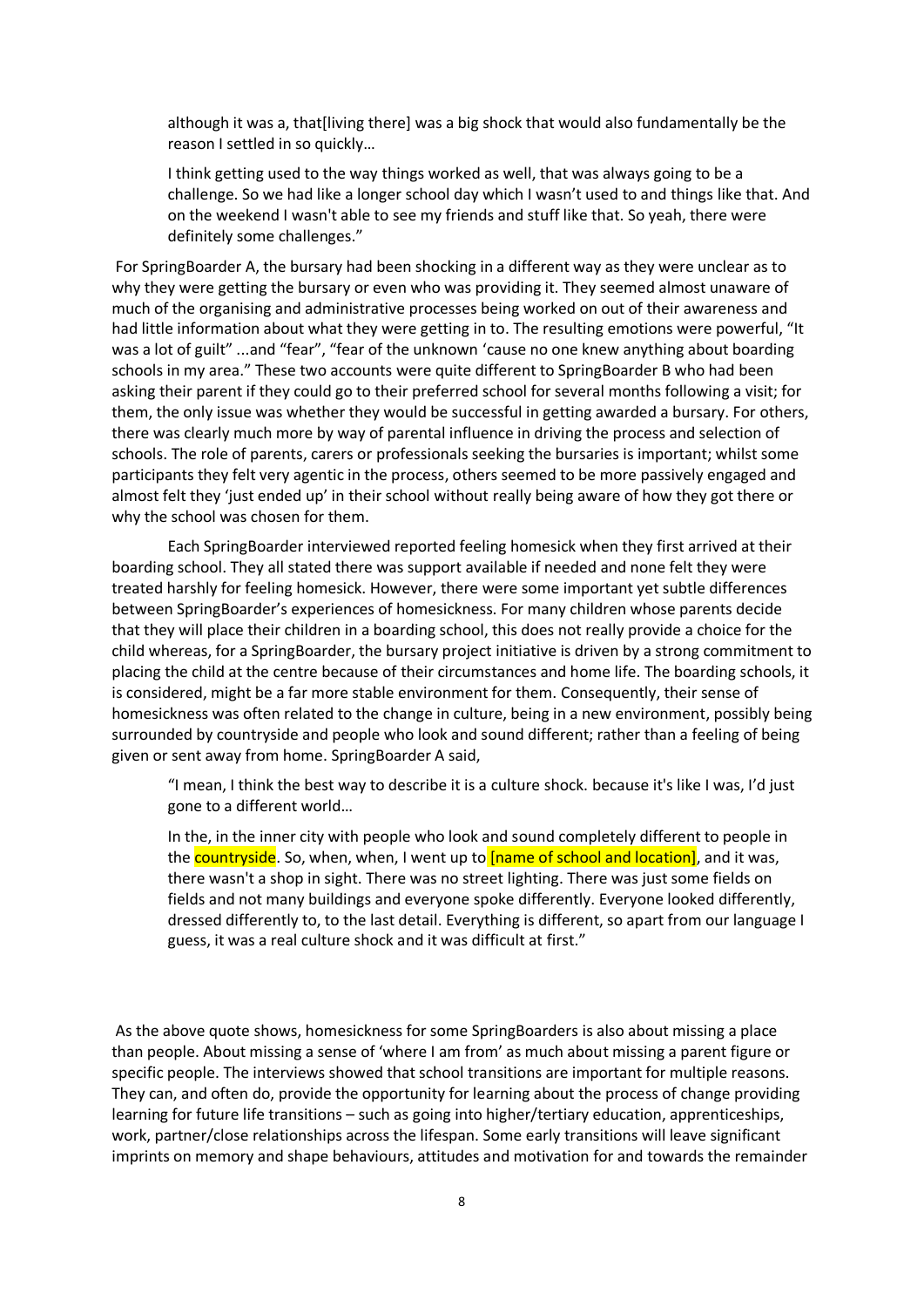> although it was a, that[living there] was a big shock that would also fundamentally be the reason I settled in so quickly…
>
> I think getting used to the way things worked as well, that was always going to be a challenge. So we had like a longer school day which I wasn't used to and things like that. And on the weekend I wasn't able to see my friends and stuff like that. So yeah, there were definitely some challenges."

For SpringBoarder A, the bursary had been shocking in a different way as they were unclear as to why they were getting the bursary or even who was providing it. They seemed almost unaware of much of the organising and administrative processes being worked on out of their awareness and had little information about what they were getting in to. The resulting emotions were powerful, "It was a lot of guilt" ...and "fear", "fear of the unknown 'cause no one knew anything about boarding schools in my area." These two accounts were quite different to SpringBoarder B who had been asking their parent if they could go to their preferred school for several months following a visit; for them, the only issue was whether they would be successful in getting awarded a bursary. For others, there was clearly much more by way of parental influence in driving the process and selection of schools. The role of parents, carers or professionals seeking the bursaries is important; whilst some participants they felt very agentic in the process, others seemed to be more passively engaged and almost felt they 'just ended up' in their school without really being aware of how they got there or why the school was chosen for them.

Each SpringBoarder interviewed reported feeling homesick when they first arrived at their boarding school. They all stated there was support available if needed and none felt they were treated harshly for feeling homesick. However, there were some important yet subtle differences between SpringBoarder's experiences of homesickness. For many children whose parents decide that they will place their children in a boarding school, this does not really provide a choice for the child whereas, for a SpringBoarder, the bursary project initiative is driven by a strong commitment to placing the child at the centre because of their circumstances and home life. The boarding schools, it is considered, might be a far more stable environment for them. Consequently, their sense of homesickness was often related to the change in culture, being in a new environment, possibly being surrounded by countryside and people who look and sound different; rather than a feeling of being given or sent away from home. SpringBoarder A said,

> "I mean, I think the best way to describe it is a culture shock. because it's like I was, I'd just gone to a different world…
>
> In the, in the inner city with people who look and sound completely different to people in the countryside. So, when, when, I went up to [name of school and location], and it was, there wasn't a shop in sight. There was no street lighting. There was just some fields on fields and not many buildings and everyone spoke differently. Everyone looked differently, dressed differently to, to the last detail. Everything is different, so apart from our language I guess, it was a real culture shock and it was difficult at first."

As the above quote shows, homesickness for some SpringBoarders is also about missing a place than people. About missing a sense of 'where I am from' as much about missing a parent figure or specific people. The interviews showed that school transitions are important for multiple reasons. They can, and often do, provide the opportunity for learning about the process of change providing learning for future life transitions – such as going into higher/tertiary education, apprenticeships, work, partner/close relationships across the lifespan. Some early transitions will leave significant imprints on memory and shape behaviours, attitudes and motivation for and towards the remainder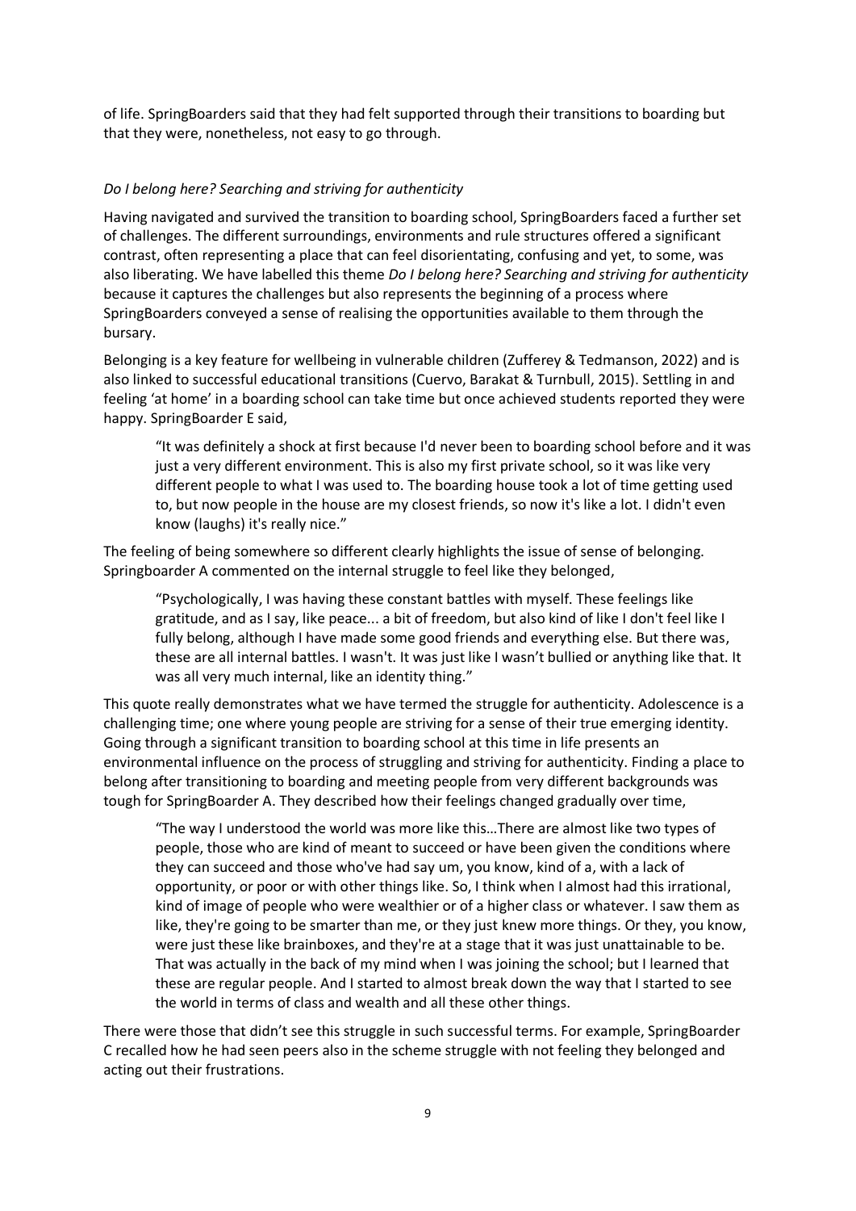of life. SpringBoarders said that they had felt supported through their transitions to boarding but that they were, nonetheless, not easy to go through.

### *Do I belong here? Searching and striving for authenticity*

Having navigated and survived the transition to boarding school, SpringBoarders faced a further set of challenges. The different surroundings, environments and rule structures offered a significant contrast, often representing a place that can feel disorientating, confusing and yet, to some, was also liberating. We have labelled this theme *Do I belong here? Searching and striving for authenticity* because it captures the challenges but also represents the beginning of a process where SpringBoarders conveyed a sense of realising the opportunities available to them through the bursary.

Belonging is a key feature for wellbeing in vulnerable children (Zufferey & Tedmanson, 2022) and is also linked to successful educational transitions (Cuervo, Barakat & Turnbull, 2015). Settling in and feeling 'at home' in a boarding school can take time but once achieved students reported they were happy. SpringBoarder E said,

> "It was definitely a shock at first because I'd never been to boarding school before and it was just a very different environment. This is also my first private school, so it was like very different people to what I was used to. The boarding house took a lot of time getting used to, but now people in the house are my closest friends, so now it's like a lot. I didn't even know (laughs) it's really nice."

The feeling of being somewhere so different clearly highlights the issue of sense of belonging. Springboarder A commented on the internal struggle to feel like they belonged,

> "Psychologically, I was having these constant battles with myself. These feelings like gratitude, and as I say, like peace... a bit of freedom, but also kind of like I don't feel like I fully belong, although I have made some good friends and everything else. But there was, these are all internal battles. I wasn't. It was just like I wasn't bullied or anything like that. It was all very much internal, like an identity thing."

This quote really demonstrates what we have termed the struggle for authenticity. Adolescence is a challenging time; one where young people are striving for a sense of their true emerging identity. Going through a significant transition to boarding school at this time in life presents an environmental influence on the process of struggling and striving for authenticity. Finding a place to belong after transitioning to boarding and meeting people from very different backgrounds was tough for SpringBoarder A. They described how their feelings changed gradually over time,

> "The way I understood the world was more like this…There are almost like two types of people, those who are kind of meant to succeed or have been given the conditions where they can succeed and those who've had say um, you know, kind of a, with a lack of opportunity, or poor or with other things like. So, I think when I almost had this irrational, kind of image of people who were wealthier or of a higher class or whatever. I saw them as like, they're going to be smarter than me, or they just knew more things. Or they, you know, were just these like brainboxes, and they're at a stage that it was just unattainable to be. That was actually in the back of my mind when I was joining the school; but I learned that these are regular people. And I started to almost break down the way that I started to see the world in terms of class and wealth and all these other things.

There were those that didn't see this struggle in such successful terms. For example, SpringBoarder C recalled how he had seen peers also in the scheme struggle with not feeling they belonged and acting out their frustrations.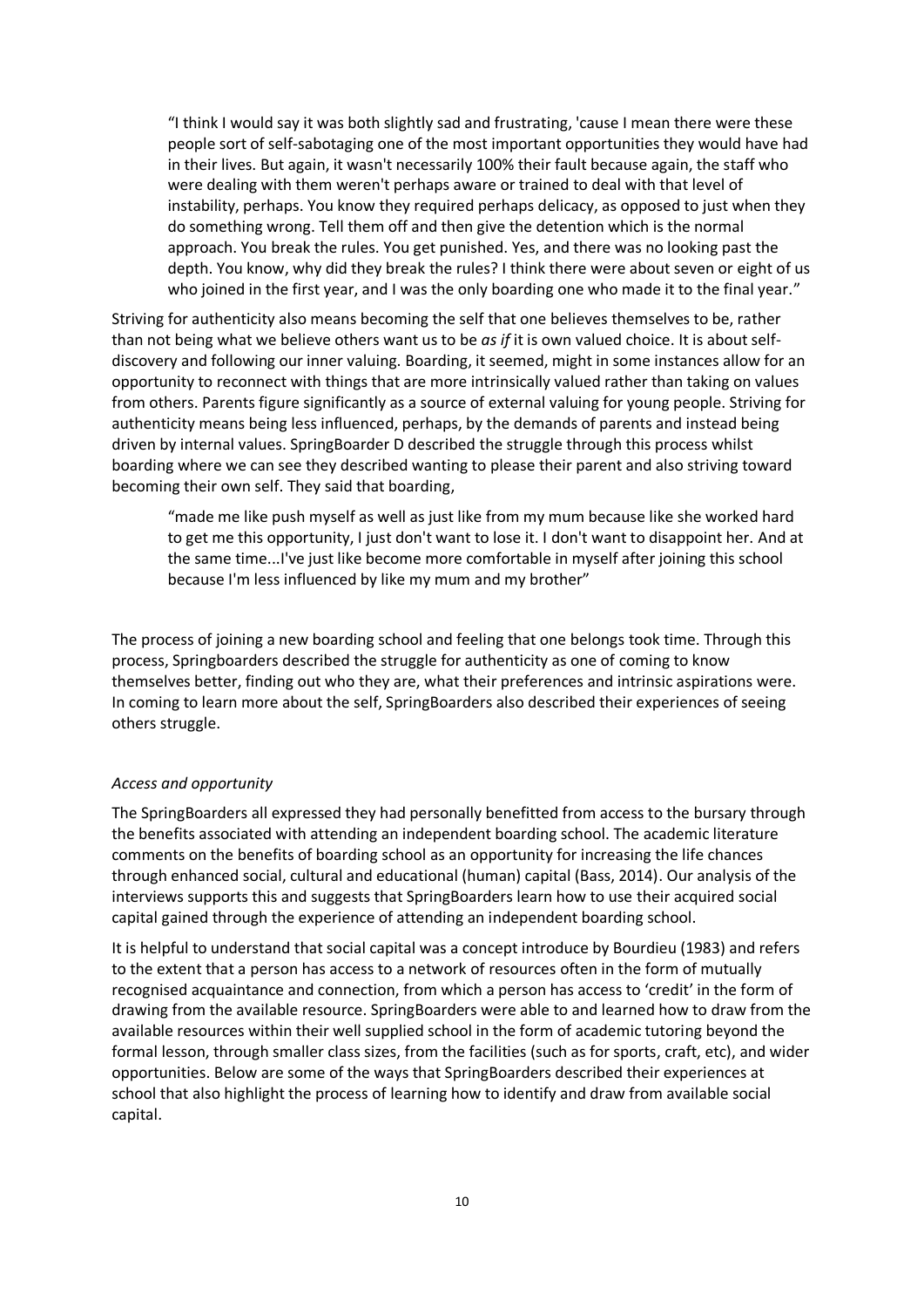> "I think I would say it was both slightly sad and frustrating, 'cause I mean there were these people sort of self-sabotaging one of the most important opportunities they would have had in their lives. But again, it wasn't necessarily 100% their fault because again, the staff who were dealing with them weren't perhaps aware or trained to deal with that level of instability, perhaps. You know they required perhaps delicacy, as opposed to just when they do something wrong. Tell them off and then give the detention which is the normal approach. You break the rules. You get punished. Yes, and there was no looking past the depth. You know, why did they break the rules? I think there were about seven or eight of us who joined in the first year, and I was the only boarding one who made it to the final year."

Striving for authenticity also means becoming the self that one believes themselves to be, rather than not being what we believe others want us to be *as if* it is own valued choice. It is about self-discovery and following our inner valuing. Boarding, it seemed, might in some instances allow for an opportunity to reconnect with things that are more intrinsically valued rather than taking on values from others. Parents figure significantly as a source of external valuing for young people. Striving for authenticity means being less influenced, perhaps, by the demands of parents and instead being driven by internal values. SpringBoarder D described the struggle through this process whilst boarding where we can see they described wanting to please their parent and also striving toward becoming their own self. They said that boarding,

> "made me like push myself as well as just like from my mum because like she worked hard to get me this opportunity, I just don't want to lose it. I don't want to disappoint her. And at the same time...I've just like become more comfortable in myself after joining this school because I'm less influenced by like my mum and my brother"

The process of joining a new boarding school and feeling that one belongs took time. Through this process, Springboarders described the struggle for authenticity as one of coming to know themselves better, finding out who they are, what their preferences and intrinsic aspirations were. In coming to learn more about the self, SpringBoarders also described their experiences of seeing others struggle.

*Access and opportunity*

The SpringBoarders all expressed they had personally benefitted from access to the bursary through the benefits associated with attending an independent boarding school. The academic literature comments on the benefits of boarding school as an opportunity for increasing the life chances through enhanced social, cultural and educational (human) capital (Bass, 2014). Our analysis of the interviews supports this and suggests that SpringBoarders learn how to use their acquired social capital gained through the experience of attending an independent boarding school.

It is helpful to understand that social capital was a concept introduce by Bourdieu (1983) and refers to the extent that a person has access to a network of resources often in the form of mutually recognised acquaintance and connection, from which a person has access to 'credit' in the form of drawing from the available resource. SpringBoarders were able to and learned how to draw from the available resources within their well supplied school in the form of academic tutoring beyond the formal lesson, through smaller class sizes, from the facilities (such as for sports, craft, etc), and wider opportunities. Below are some of the ways that SpringBoarders described their experiences at school that also highlight the process of learning how to identify and draw from available social capital.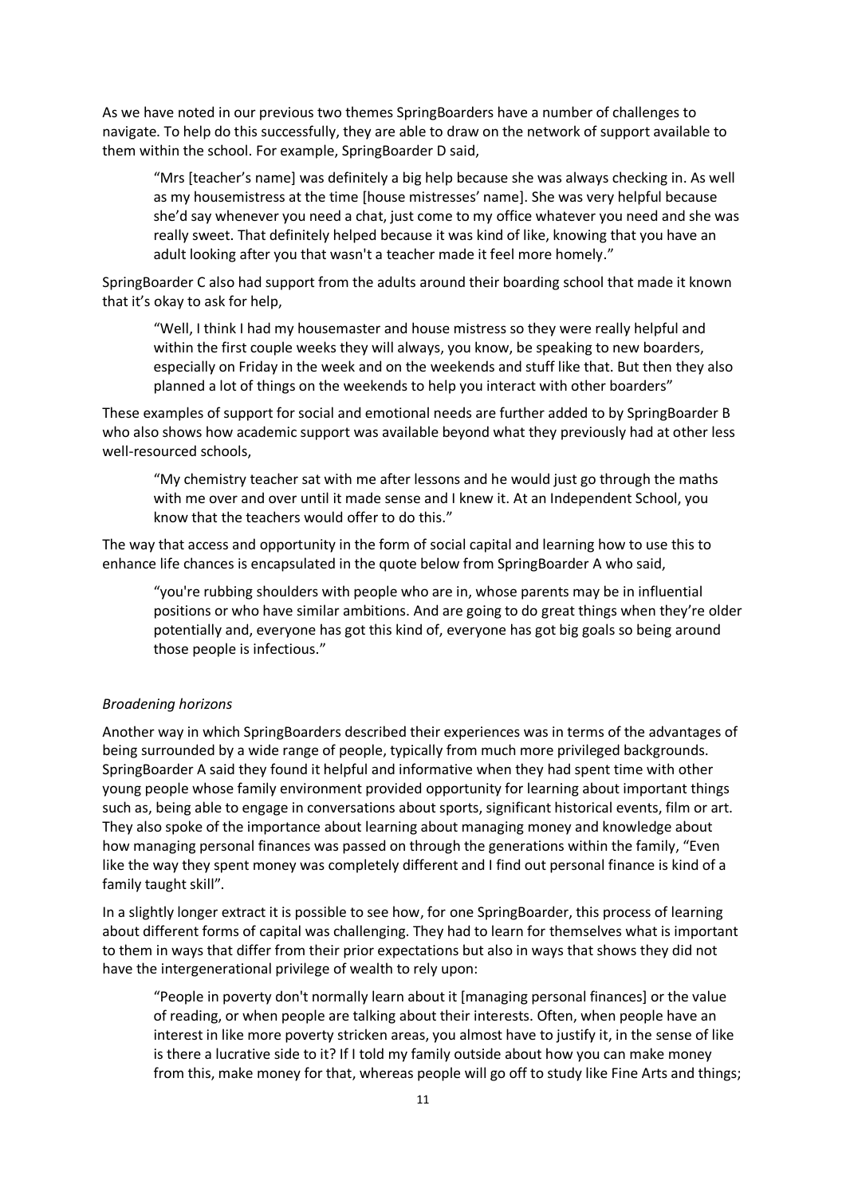As we have noted in our previous two themes SpringBoarders have a number of challenges to navigate. To help do this successfully, they are able to draw on the network of support available to them within the school. For example, SpringBoarder D said,

> "Mrs [teacher's name] was definitely a big help because she was always checking in. As well as my housemistress at the time [house mistresses' name]. She was very helpful because she'd say whenever you need a chat, just come to my office whatever you need and she was really sweet. That definitely helped because it was kind of like, knowing that you have an adult looking after you that wasn't a teacher made it feel more homely."

SpringBoarder C also had support from the adults around their boarding school that made it known that it's okay to ask for help,

> "Well, I think I had my housemaster and house mistress so they were really helpful and within the first couple weeks they will always, you know, be speaking to new boarders, especially on Friday in the week and on the weekends and stuff like that. But then they also planned a lot of things on the weekends to help you interact with other boarders"

These examples of support for social and emotional needs are further added to by SpringBoarder B who also shows how academic support was available beyond what they previously had at other less well-resourced schools,

> "My chemistry teacher sat with me after lessons and he would just go through the maths with me over and over until it made sense and I knew it. At an Independent School, you know that the teachers would offer to do this."

The way that access and opportunity in the form of social capital and learning how to use this to enhance life chances is encapsulated in the quote below from SpringBoarder A who said,

> "you're rubbing shoulders with people who are in, whose parents may be in influential positions or who have similar ambitions. And are going to do great things when they're older potentially and, everyone has got this kind of, everyone has got big goals so being around those people is infectious."

*Broadening horizons*

Another way in which SpringBoarders described their experiences was in terms of the advantages of being surrounded by a wide range of people, typically from much more privileged backgrounds. SpringBoarder A said they found it helpful and informative when they had spent time with other young people whose family environment provided opportunity for learning about important things such as, being able to engage in conversations about sports, significant historical events, film or art. They also spoke of the importance about learning about managing money and knowledge about how managing personal finances was passed on through the generations within the family, "Even like the way they spent money was completely different and I find out personal finance is kind of a family taught skill".

In a slightly longer extract it is possible to see how, for one SpringBoarder, this process of learning about different forms of capital was challenging. They had to learn for themselves what is important to them in ways that differ from their prior expectations but also in ways that shows they did not have the intergenerational privilege of wealth to rely upon:

> "People in poverty don't normally learn about it [managing personal finances] or the value of reading, or when people are talking about their interests. Often, when people have an interest in like more poverty stricken areas, you almost have to justify it, in the sense of like is there a lucrative side to it? If I told my family outside about how you can make money from this, make money for that, whereas people will go off to study like Fine Arts and things;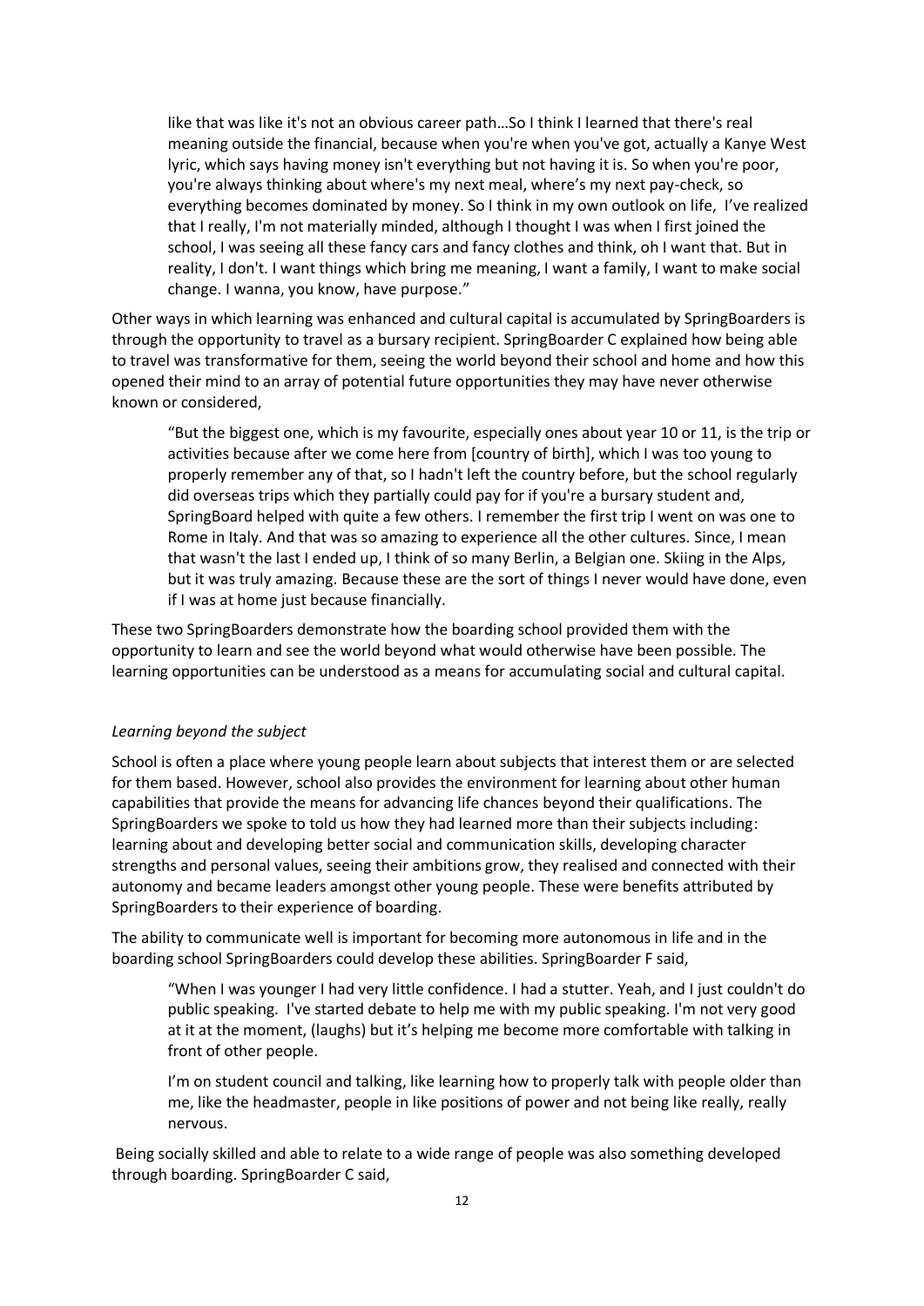> like that was like it's not an obvious career path…So I think I learned that there's real meaning outside the financial, because when you're when you've got, actually a Kanye West lyric, which says having money isn't everything but not having it is. So when you're poor, you're always thinking about where's my next meal, where's my next pay-check, so everything becomes dominated by money. So I think in my own outlook on life, I've realized that I really, I'm not materially minded, although I thought I was when I first joined the school, I was seeing all these fancy cars and fancy clothes and think, oh I want that. But in reality, I don't. I want things which bring me meaning, I want a family, I want to make social change. I wanna, you know, have purpose."

Other ways in which learning was enhanced and cultural capital is accumulated by SpringBoarders is through the opportunity to travel as a bursary recipient. SpringBoarder C explained how being able to travel was transformative for them, seeing the world beyond their school and home and how this opened their mind to an array of potential future opportunities they may have never otherwise known or considered,

> "But the biggest one, which is my favourite, especially ones about year 10 or 11, is the trip or activities because after we come here from [country of birth], which I was too young to properly remember any of that, so I hadn't left the country before, but the school regularly did overseas trips which they partially could pay for if you're a bursary student and, SpringBoard helped with quite a few others. I remember the first trip I went on was one to Rome in Italy. And that was so amazing to experience all the other cultures. Since, I mean that wasn't the last I ended up, I think of so many Berlin, a Belgian one. Skiing in the Alps, but it was truly amazing. Because these are the sort of things I never would have done, even if I was at home just because financially.

These two SpringBoarders demonstrate how the boarding school provided them with the opportunity to learn and see the world beyond what would otherwise have been possible. The learning opportunities can be understood as a means for accumulating social and cultural capital.

*Learning beyond the subject*

School is often a place where young people learn about subjects that interest them or are selected for them based. However, school also provides the environment for learning about other human capabilities that provide the means for advancing life chances beyond their qualifications. The SpringBoarders we spoke to told us how they had learned more than their subjects including: learning about and developing better social and communication skills, developing character strengths and personal values, seeing their ambitions grow, they realised and connected with their autonomy and became leaders amongst other young people. These were benefits attributed by SpringBoarders to their experience of boarding.

The ability to communicate well is important for becoming more autonomous in life and in the boarding school SpringBoarders could develop these abilities. SpringBoarder F said,

> "When I was younger I had very little confidence. I had a stutter. Yeah, and I just couldn't do public speaking. I've started debate to help me with my public speaking. I'm not very good at it at the moment, (laughs) but it's helping me become more comfortable with talking in front of other people.
>
> I'm on student council and talking, like learning how to properly talk with people older than me, like the headmaster, people in like positions of power and not being like really, really nervous.

Being socially skilled and able to relate to a wide range of people was also something developed through boarding. SpringBoarder C said,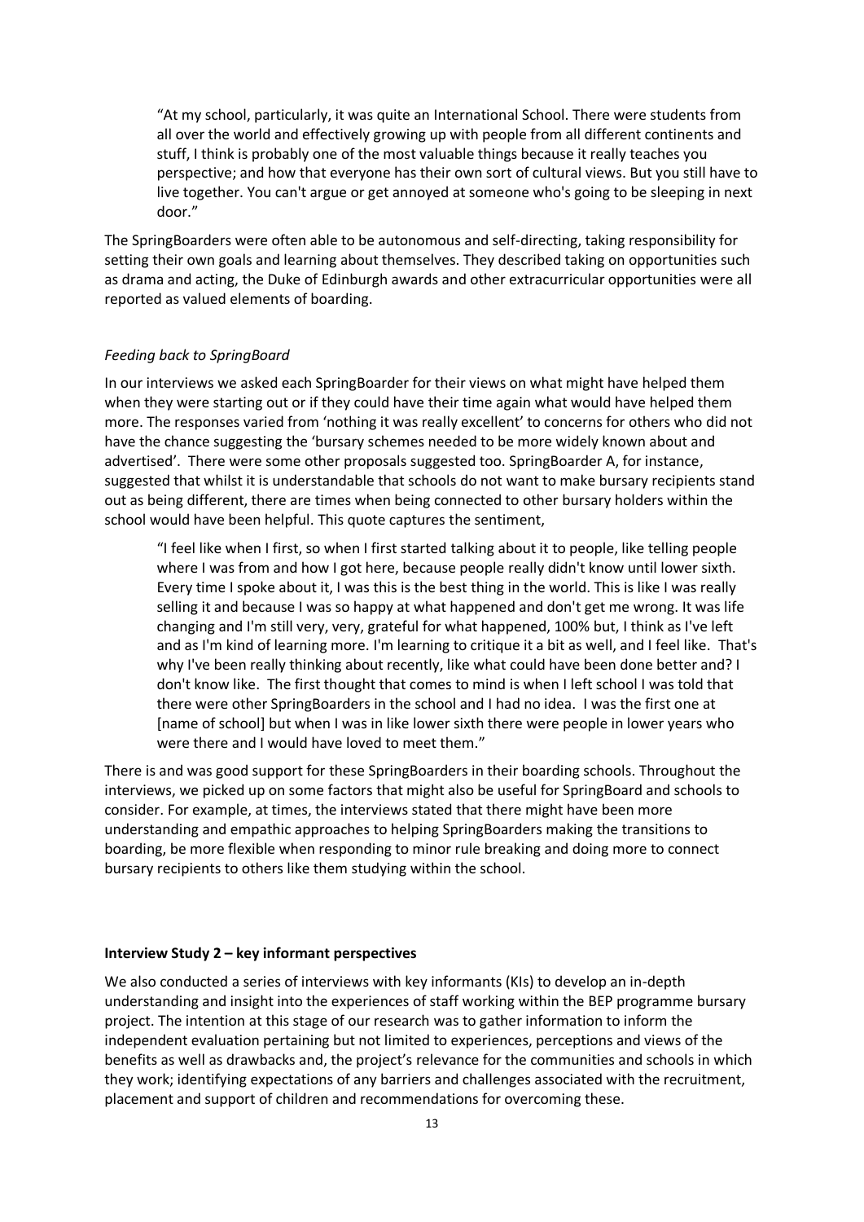> "At my school, particularly, it was quite an International School. There were students from all over the world and effectively growing up with people from all different continents and stuff, I think is probably one of the most valuable things because it really teaches you perspective; and how that everyone has their own sort of cultural views. But you still have to live together. You can't argue or get annoyed at someone who's going to be sleeping in next door."

The SpringBoarders were often able to be autonomous and self-directing, taking responsibility for setting their own goals and learning about themselves. They described taking on opportunities such as drama and acting, the Duke of Edinburgh awards and other extracurricular opportunities were all reported as valued elements of boarding.

*Feeding back to SpringBoard*

In our interviews we asked each SpringBoarder for their views on what might have helped them when they were starting out or if they could have their time again what would have helped them more. The responses varied from 'nothing it was really excellent' to concerns for others who did not have the chance suggesting the 'bursary schemes needed to be more widely known about and advertised'. There were some other proposals suggested too. SpringBoarder A, for instance, suggested that whilst it is understandable that schools do not want to make bursary recipients stand out as being different, there are times when being connected to other bursary holders within the school would have been helpful. This quote captures the sentiment,

> "I feel like when I first, so when I first started talking about it to people, like telling people where I was from and how I got here, because people really didn't know until lower sixth. Every time I spoke about it, I was this is the best thing in the world. This is like I was really selling it and because I was so happy at what happened and don't get me wrong. It was life changing and I'm still very, very, grateful for what happened, 100% but, I think as I've left and as I'm kind of learning more. I'm learning to critique it a bit as well, and I feel like. That's why I've been really thinking about recently, like what could have been done better and? I don't know like. The first thought that comes to mind is when I left school I was told that there were other SpringBoarders in the school and I had no idea. I was the first one at [name of school] but when I was in like lower sixth there were people in lower years who were there and I would have loved to meet them."

There is and was good support for these SpringBoarders in their boarding schools. Throughout the interviews, we picked up on some factors that might also be useful for SpringBoard and schools to consider. For example, at times, the interviews stated that there might have been more understanding and empathic approaches to helping SpringBoarders making the transitions to boarding, be more flexible when responding to minor rule breaking and doing more to connect bursary recipients to others like them studying within the school.

**Interview Study 2 – key informant perspectives**

We also conducted a series of interviews with key informants (KIs) to develop an in-depth understanding and insight into the experiences of staff working within the BEP programme bursary project. The intention at this stage of our research was to gather information to inform the independent evaluation pertaining but not limited to experiences, perceptions and views of the benefits as well as drawbacks and, the project's relevance for the communities and schools in which they work; identifying expectations of any barriers and challenges associated with the recruitment, placement and support of children and recommendations for overcoming these.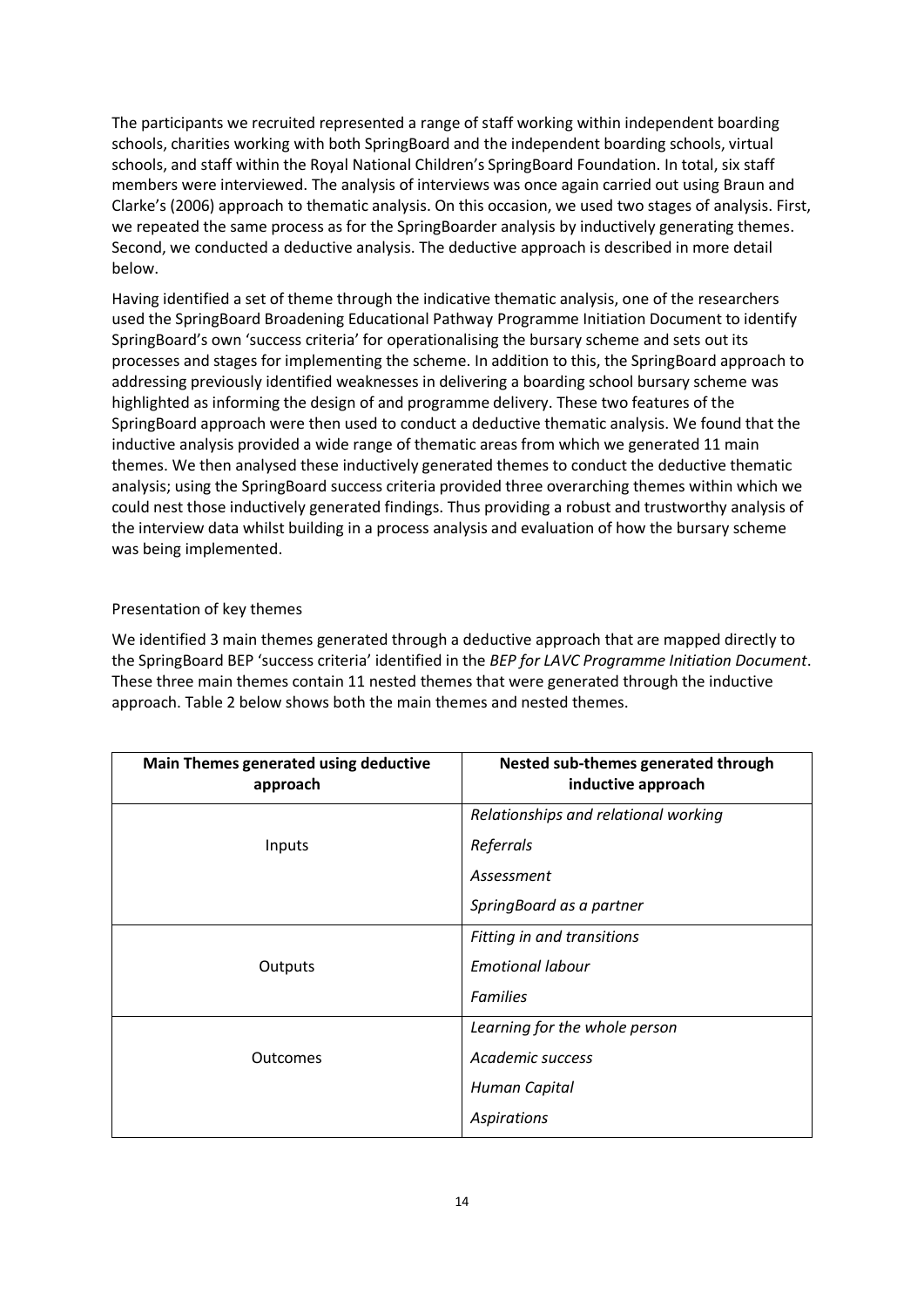The participants we recruited represented a range of staff working within independent boarding schools, charities working with both SpringBoard and the independent boarding schools, virtual schools, and staff within the Royal National Children's SpringBoard Foundation. In total, six staff members were interviewed. The analysis of interviews was once again carried out using Braun and Clarke's (2006) approach to thematic analysis. On this occasion, we used two stages of analysis. First, we repeated the same process as for the SpringBoarder analysis by inductively generating themes. Second, we conducted a deductive analysis. The deductive approach is described in more detail below.

Having identified a set of theme through the indicative thematic analysis, one of the researchers used the SpringBoard Broadening Educational Pathway Programme Initiation Document to identify SpringBoard's own 'success criteria' for operationalising the bursary scheme and sets out its processes and stages for implementing the scheme. In addition to this, the SpringBoard approach to addressing previously identified weaknesses in delivering a boarding school bursary scheme was highlighted as informing the design of and programme delivery. These two features of the SpringBoard approach were then used to conduct a deductive thematic analysis. We found that the inductive analysis provided a wide range of thematic areas from which we generated 11 main themes. We then analysed these inductively generated themes to conduct the deductive thematic analysis; using the SpringBoard success criteria provided three overarching themes within which we could nest those inductively generated findings. Thus providing a robust and trustworthy analysis of the interview data whilst building in a process analysis and evaluation of how the bursary scheme was being implemented.

## Presentation of key themes

We identified 3 main themes generated through a deductive approach that are mapped directly to the SpringBoard BEP 'success criteria' identified in the *BEP for LAVC Programme Initiation Document*. These three main themes contain 11 nested themes that were generated through the inductive approach. Table 2 below shows both the main themes and nested themes.

| Main Themes generated using deductive approach | Nested sub-themes generated through inductive approach |
|---|---|
| Inputs | *Relationships and relational working* |
| | *Referrals* |
| | *Assessment* |
| | *SpringBoard as a partner* |
| Outputs | *Fitting in and transitions* |
| | *Emotional labour* |
| | *Families* |
| Outcomes | *Learning for the whole person* |
| | *Academic success* |
| | *Human Capital* |
| | *Aspirations* |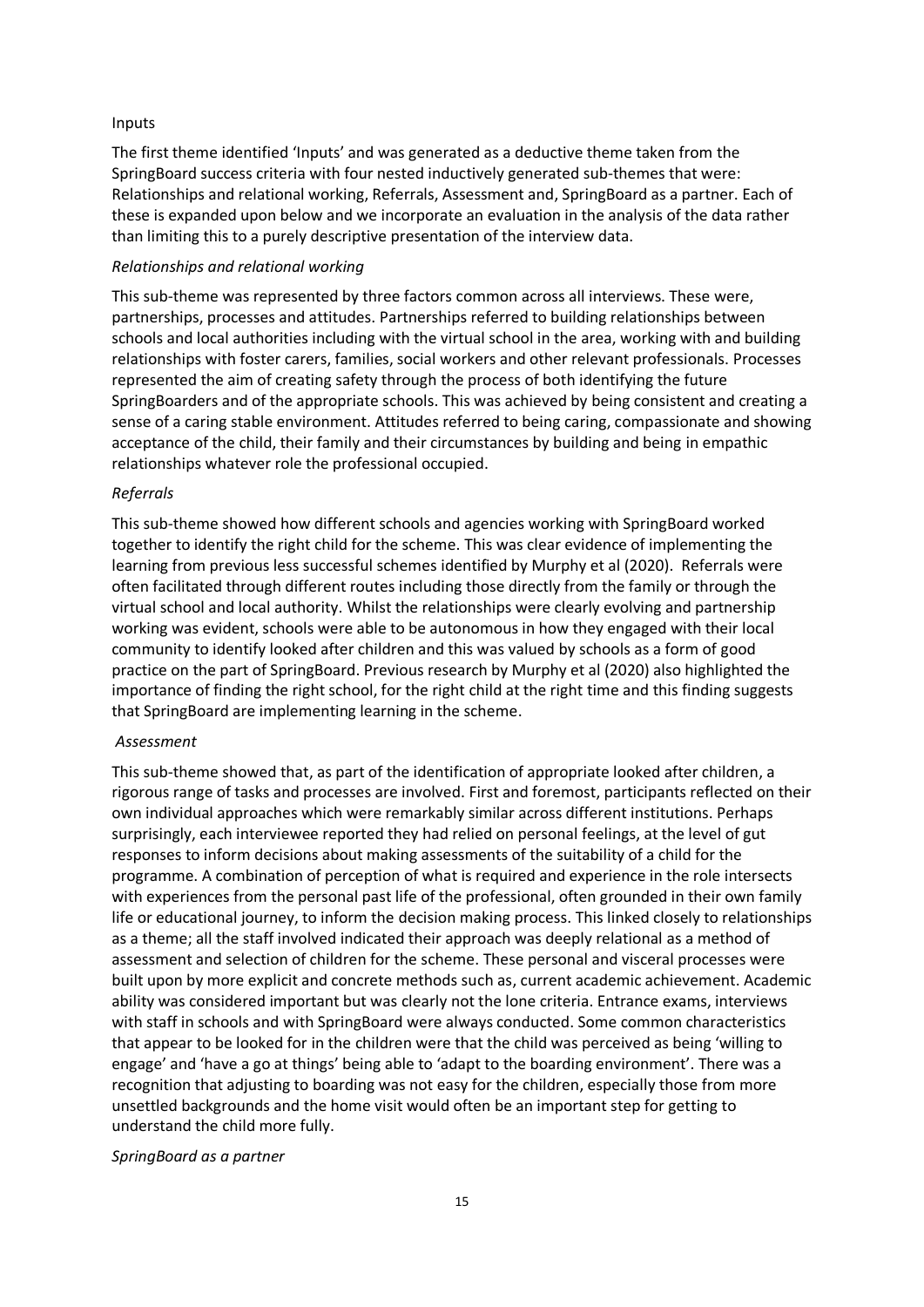Inputs

The first theme identified 'Inputs' and was generated as a deductive theme taken from the SpringBoard success criteria with four nested inductively generated sub-themes that were: Relationships and relational working, Referrals, Assessment and, SpringBoard as a partner. Each of these is expanded upon below and we incorporate an evaluation in the analysis of the data rather than limiting this to a purely descriptive presentation of the interview data.

*Relationships and relational working*

This sub-theme was represented by three factors common across all interviews. These were, partnerships, processes and attitudes. Partnerships referred to building relationships between schools and local authorities including with the virtual school in the area, working with and building relationships with foster carers, families, social workers and other relevant professionals. Processes represented the aim of creating safety through the process of both identifying the future SpringBoarders and of the appropriate schools. This was achieved by being consistent and creating a sense of a caring stable environment. Attitudes referred to being caring, compassionate and showing acceptance of the child, their family and their circumstances by building and being in empathic relationships whatever role the professional occupied.

*Referrals*

This sub-theme showed how different schools and agencies working with SpringBoard worked together to identify the right child for the scheme. This was clear evidence of implementing the learning from previous less successful schemes identified by Murphy et al (2020). Referrals were often facilitated through different routes including those directly from the family or through the virtual school and local authority. Whilst the relationships were clearly evolving and partnership working was evident, schools were able to be autonomous in how they engaged with their local community to identify looked after children and this was valued by schools as a form of good practice on the part of SpringBoard. Previous research by Murphy et al (2020) also highlighted the importance of finding the right school, for the right child at the right time and this finding suggests that SpringBoard are implementing learning in the scheme.

*Assessment*

This sub-theme showed that, as part of the identification of appropriate looked after children, a rigorous range of tasks and processes are involved. First and foremost, participants reflected on their own individual approaches which were remarkably similar across different institutions. Perhaps surprisingly, each interviewee reported they had relied on personal feelings, at the level of gut responses to inform decisions about making assessments of the suitability of a child for the programme. A combination of perception of what is required and experience in the role intersects with experiences from the personal past life of the professional, often grounded in their own family life or educational journey, to inform the decision making process. This linked closely to relationships as a theme; all the staff involved indicated their approach was deeply relational as a method of assessment and selection of children for the scheme. These personal and visceral processes were built upon by more explicit and concrete methods such as, current academic achievement. Academic ability was considered important but was clearly not the lone criteria. Entrance exams, interviews with staff in schools and with SpringBoard were always conducted. Some common characteristics that appear to be looked for in the children were that the child was perceived as being 'willing to engage' and 'have a go at things' being able to 'adapt to the boarding environment'. There was a recognition that adjusting to boarding was not easy for the children, especially those from more unsettled backgrounds and the home visit would often be an important step for getting to understand the child more fully.

*SpringBoard as a partner*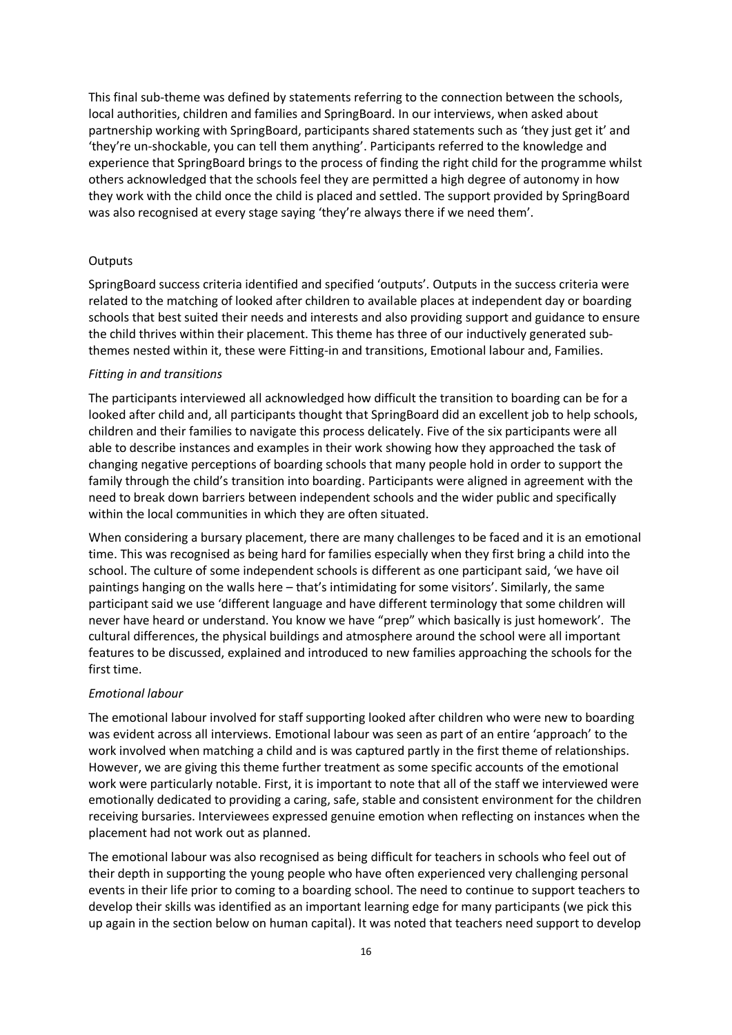This final sub-theme was defined by statements referring to the connection between the schools, local authorities, children and families and SpringBoard. In our interviews, when asked about partnership working with SpringBoard, participants shared statements such as 'they just get it' and 'they're un-shockable, you can tell them anything'. Participants referred to the knowledge and experience that SpringBoard brings to the process of finding the right child for the programme whilst others acknowledged that the schools feel they are permitted a high degree of autonomy in how they work with the child once the child is placed and settled. The support provided by SpringBoard was also recognised at every stage saying 'they're always there if we need them'.

## Outputs

SpringBoard success criteria identified and specified 'outputs'. Outputs in the success criteria were related to the matching of looked after children to available places at independent day or boarding schools that best suited their needs and interests and also providing support and guidance to ensure the child thrives within their placement. This theme has three of our inductively generated sub-themes nested within it, these were Fitting-in and transitions, Emotional labour and, Families.

### *Fitting in and transitions*

The participants interviewed all acknowledged how difficult the transition to boarding can be for a looked after child and, all participants thought that SpringBoard did an excellent job to help schools, children and their families to navigate this process delicately. Five of the six participants were all able to describe instances and examples in their work showing how they approached the task of changing negative perceptions of boarding schools that many people hold in order to support the family through the child's transition into boarding. Participants were aligned in agreement with the need to break down barriers between independent schools and the wider public and specifically within the local communities in which they are often situated.

When considering a bursary placement, there are many challenges to be faced and it is an emotional time. This was recognised as being hard for families especially when they first bring a child into the school. The culture of some independent schools is different as one participant said, 'we have oil paintings hanging on the walls here – that's intimidating for some visitors'. Similarly, the same participant said we use 'different language and have different terminology that some children will never have heard or understand. You know we have "prep" which basically is just homework'. The cultural differences, the physical buildings and atmosphere around the school were all important features to be discussed, explained and introduced to new families approaching the schools for the first time.

### *Emotional labour*

The emotional labour involved for staff supporting looked after children who were new to boarding was evident across all interviews. Emotional labour was seen as part of an entire 'approach' to the work involved when matching a child and is was captured partly in the first theme of relationships. However, we are giving this theme further treatment as some specific accounts of the emotional work were particularly notable. First, it is important to note that all of the staff we interviewed were emotionally dedicated to providing a caring, safe, stable and consistent environment for the children receiving bursaries. Interviewees expressed genuine emotion when reflecting on instances when the placement had not work out as planned.

The emotional labour was also recognised as being difficult for teachers in schools who feel out of their depth in supporting the young people who have often experienced very challenging personal events in their life prior to coming to a boarding school. The need to continue to support teachers to develop their skills was identified as an important learning edge for many participants (we pick this up again in the section below on human capital). It was noted that teachers need support to develop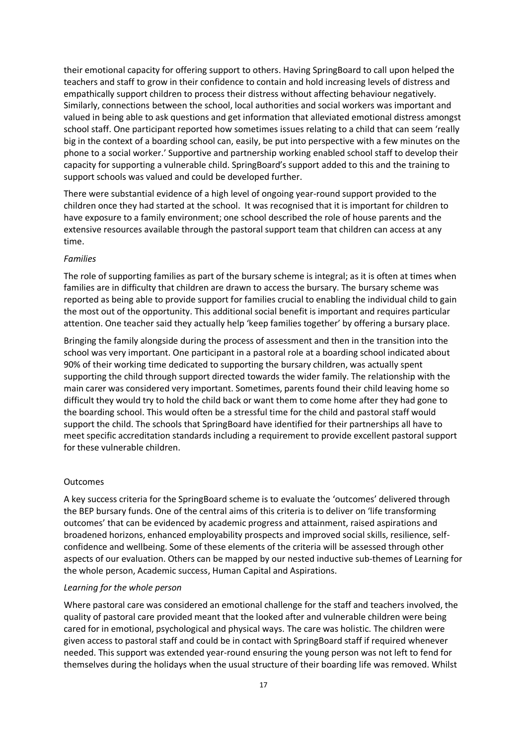their emotional capacity for offering support to others. Having SpringBoard to call upon helped the teachers and staff to grow in their confidence to contain and hold increasing levels of distress and empathically support children to process their distress without affecting behaviour negatively. Similarly, connections between the school, local authorities and social workers was important and valued in being able to ask questions and get information that alleviated emotional distress amongst school staff. One participant reported how sometimes issues relating to a child that can seem 'really big in the context of a boarding school can, easily, be put into perspective with a few minutes on the phone to a social worker.' Supportive and partnership working enabled school staff to develop their capacity for supporting a vulnerable child. SpringBoard's support added to this and the training to support schools was valued and could be developed further.

There were substantial evidence of a high level of ongoing year-round support provided to the children once they had started at the school. It was recognised that it is important for children to have exposure to a family environment; one school described the role of house parents and the extensive resources available through the pastoral support team that children can access at any time.

*Families*

The role of supporting families as part of the bursary scheme is integral; as it is often at times when families are in difficulty that children are drawn to access the bursary. The bursary scheme was reported as being able to provide support for families crucial to enabling the individual child to gain the most out of the opportunity. This additional social benefit is important and requires particular attention. One teacher said they actually help 'keep families together' by offering a bursary place.

Bringing the family alongside during the process of assessment and then in the transition into the school was very important. One participant in a pastoral role at a boarding school indicated about 90% of their working time dedicated to supporting the bursary children, was actually spent supporting the child through support directed towards the wider family. The relationship with the main carer was considered very important. Sometimes, parents found their child leaving home so difficult they would try to hold the child back or want them to come home after they had gone to the boarding school. This would often be a stressful time for the child and pastoral staff would support the child. The schools that SpringBoard have identified for their partnerships all have to meet specific accreditation standards including a requirement to provide excellent pastoral support for these vulnerable children.

Outcomes

A key success criteria for the SpringBoard scheme is to evaluate the 'outcomes' delivered through the BEP bursary funds. One of the central aims of this criteria is to deliver on 'life transforming outcomes' that can be evidenced by academic progress and attainment, raised aspirations and broadened horizons, enhanced employability prospects and improved social skills, resilience, self-confidence and wellbeing. Some of these elements of the criteria will be assessed through other aspects of our evaluation. Others can be mapped by our nested inductive sub-themes of Learning for the whole person, Academic success, Human Capital and Aspirations.

*Learning for the whole person*

Where pastoral care was considered an emotional challenge for the staff and teachers involved, the quality of pastoral care provided meant that the looked after and vulnerable children were being cared for in emotional, psychological and physical ways. The care was holistic. The children were given access to pastoral staff and could be in contact with SpringBoard staff if required whenever needed. This support was extended year-round ensuring the young person was not left to fend for themselves during the holidays when the usual structure of their boarding life was removed. Whilst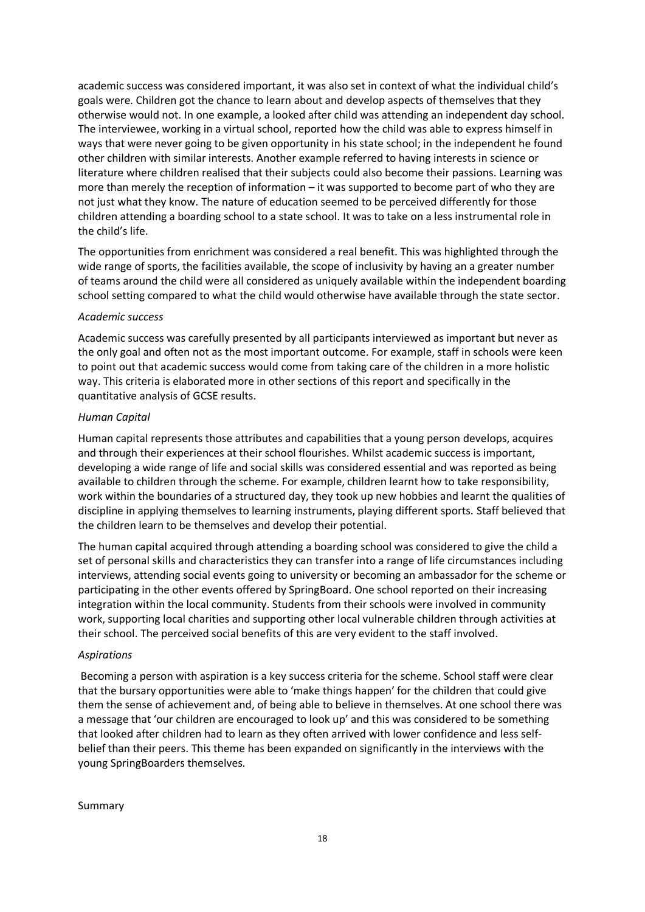academic success was considered important, it was also set in context of what the individual child's goals were. Children got the chance to learn about and develop aspects of themselves that they otherwise would not. In one example, a looked after child was attending an independent day school. The interviewee, working in a virtual school, reported how the child was able to express himself in ways that were never going to be given opportunity in his state school; in the independent he found other children with similar interests. Another example referred to having interests in science or literature where children realised that their subjects could also become their passions. Learning was more than merely the reception of information – it was supported to become part of who they are not just what they know. The nature of education seemed to be perceived differently for those children attending a boarding school to a state school. It was to take on a less instrumental role in the child's life.

The opportunities from enrichment was considered a real benefit. This was highlighted through the wide range of sports, the facilities available, the scope of inclusivity by having an a greater number of teams around the child were all considered as uniquely available within the independent boarding school setting compared to what the child would otherwise have available through the state sector.

*Academic success*

Academic success was carefully presented by all participants interviewed as important but never as the only goal and often not as the most important outcome. For example, staff in schools were keen to point out that academic success would come from taking care of the children in a more holistic way. This criteria is elaborated more in other sections of this report and specifically in the quantitative analysis of GCSE results.

*Human Capital*

Human capital represents those attributes and capabilities that a young person develops, acquires and through their experiences at their school flourishes. Whilst academic success is important, developing a wide range of life and social skills was considered essential and was reported as being available to children through the scheme. For example, children learnt how to take responsibility, work within the boundaries of a structured day, they took up new hobbies and learnt the qualities of discipline in applying themselves to learning instruments, playing different sports. Staff believed that the children learn to be themselves and develop their potential.

The human capital acquired through attending a boarding school was considered to give the child a set of personal skills and characteristics they can transfer into a range of life circumstances including interviews, attending social events going to university or becoming an ambassador for the scheme or participating in the other events offered by SpringBoard. One school reported on their increasing integration within the local community. Students from their schools were involved in community work, supporting local charities and supporting other local vulnerable children through activities at their school. The perceived social benefits of this are very evident to the staff involved.

*Aspirations*

Becoming a person with aspiration is a key success criteria for the scheme. School staff were clear that the bursary opportunities were able to 'make things happen' for the children that could give them the sense of achievement and, of being able to believe in themselves. At one school there was a message that 'our children are encouraged to look up' and this was considered to be something that looked after children had to learn as they often arrived with lower confidence and less self-belief than their peers. This theme has been expanded on significantly in the interviews with the young SpringBoarders themselves.

Summary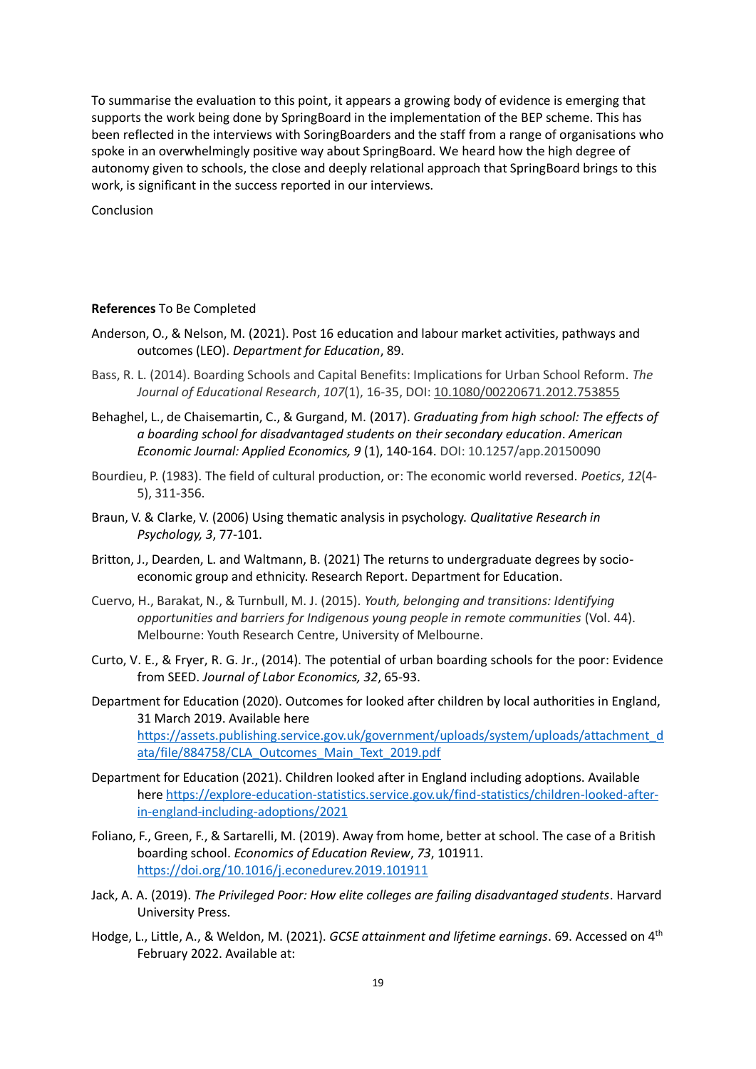To summarise the evaluation to this point, it appears a growing body of evidence is emerging that supports the work being done by SpringBoard in the implementation of the BEP scheme. This has been reflected in the interviews with SoringBoarders and the staff from a range of organisations who spoke in an overwhelmingly positive way about SpringBoard. We heard how the high degree of autonomy given to schools, the close and deeply relational approach that SpringBoard brings to this work, is significant in the success reported in our interviews.

Conclusion

**References** To Be Completed

Anderson, O., & Nelson, M. (2021). Post 16 education and labour market activities, pathways and outcomes (LEO). *Department for Education*, 89.

Bass, R. L. (2014). Boarding Schools and Capital Benefits: Implications for Urban School Reform. *The Journal of Educational Research*, *107*(1), 16-35, DOI: 10.1080/00220671.2012.753855

Behaghel, L., de Chaisemartin, C., & Gurgand, M. (2017). *Graduating from high school: The effects of a boarding school for disadvantaged students on their secondary education*. *American Economic Journal: Applied Economics, 9* (1), 140-164. DOI: 10.1257/app.20150090

Bourdieu, P. (1983). The field of cultural production, or: The economic world reversed. *Poetics*, *12*(4-5), 311-356.

Braun, V. & Clarke, V. (2006) Using thematic analysis in psychology. *Qualitative Research in Psychology, 3*, 77-101.

Britton, J., Dearden, L. and Waltmann, B. (2021) The returns to undergraduate degrees by socio-economic group and ethnicity. Research Report. Department for Education.

Cuervo, H., Barakat, N., & Turnbull, M. J. (2015). *Youth, belonging and transitions: Identifying opportunities and barriers for Indigenous young people in remote communities* (Vol. 44). Melbourne: Youth Research Centre, University of Melbourne.

Curto, V. E., & Fryer, R. G. Jr., (2014). The potential of urban boarding schools for the poor: Evidence from SEED. *Journal of Labor Economics, 32*, 65-93.

Department for Education (2020). Outcomes for looked after children by local authorities in England, 31 March 2019. Available here https://assets.publishing.service.gov.uk/government/uploads/system/uploads/attachment_data/file/884758/CLA_Outcomes_Main_Text_2019.pdf

Department for Education (2021). Children looked after in England including adoptions. Available here https://explore-education-statistics.service.gov.uk/find-statistics/children-looked-after-in-england-including-adoptions/2021

Foliano, F., Green, F., & Sartarelli, M. (2019). Away from home, better at school. The case of a British boarding school. *Economics of Education Review*, *73*, 101911. https://doi.org/10.1016/j.econedurev.2019.101911

Jack, A. A. (2019). *The Privileged Poor: How elite colleges are failing disadvantaged students*. Harvard University Press.

Hodge, L., Little, A., & Weldon, M. (2021). *GCSE attainment and lifetime earnings*. 69. Accessed on 4th February 2022. Available at: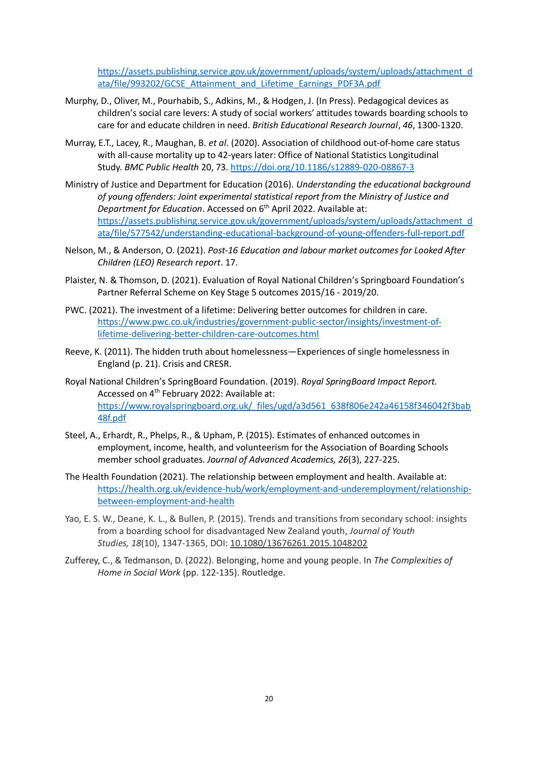https://assets.publishing.service.gov.uk/government/uploads/system/uploads/attachment_data/file/993202/GCSE_Attainment_and_Lifetime_Earnings_PDF3A.pdf

Murphy, D., Oliver, M., Pourhabib, S., Adkins, M., & Hodgen, J. (In Press). Pedagogical devices as children's social care levers: A study of social workers' attitudes towards boarding schools to care for and educate children in need. *British Educational Research Journal*, *46*, 1300-1320.

Murray, E.T., Lacey, R., Maughan, B. *et al.* (2020). Association of childhood out-of-home care status with all-cause mortality up to 42-years later: Office of National Statistics Longitudinal Study. *BMC Public Health* 20, 73. https://doi.org/10.1186/s12889-020-08867-3

Ministry of Justice and Department for Education (2016). *Understanding the educational background of young offenders: Joint experimental statistical report from the Ministry of Justice and Department for Education*. Accessed on 6th April 2022. Available at: https://assets.publishing.service.gov.uk/government/uploads/system/uploads/attachment_data/file/577542/understanding-educational-background-of-young-offenders-full-report.pdf

Nelson, M., & Anderson, O. (2021). *Post-16 Education and labour market outcomes for Looked After Children (LEO) Research report*. 17.

Plaister, N. & Thomson, D. (2021). Evaluation of Royal National Children's Springboard Foundation's Partner Referral Scheme on Key Stage 5 outcomes 2015/16 - 2019/20.

PWC. (2021). The investment of a lifetime: Delivering better outcomes for children in care. https://www.pwc.co.uk/industries/government-public-sector/insights/investment-of-lifetime-delivering-better-children-care-outcomes.html

Reeve, K. (2011). The hidden truth about homelessness—Experiences of single homelessness in England (p. 21). Crisis and CRESR.

Royal National Children's SpringBoard Foundation. (2019). *Royal SpringBoard Impact Report*. Accessed on 4th February 2022: Available at: https://www.royalspringboard.org.uk/_files/ugd/a3d561_638f806e242a46158f346042f3bab48f.pdf

Steel, A., Erhardt, R., Phelps, R., & Upham, P. (2015). Estimates of enhanced outcomes in employment, income, health, and volunteerism for the Association of Boarding Schools member school graduates. *Journal of Advanced Academics, 26*(3), 227-225.

The Health Foundation (2021). The relationship between employment and health. Available at: https://health.org.uk/evidence-hub/work/employment-and-underemployment/relationship-between-employment-and-health

Yao, E. S. W., Deane, K. L., & Bullen, P. (2015). Trends and transitions from secondary school: insights from a boarding school for disadvantaged New Zealand youth, *Journal of Youth Studies, 18*(10), 1347-1365, DOI: 10.1080/13676261.2015.1048202

Zufferey, C., & Tedmanson, D. (2022). Belonging, home and young people. In *The Complexities of Home in Social Work* (pp. 122-135). Routledge.